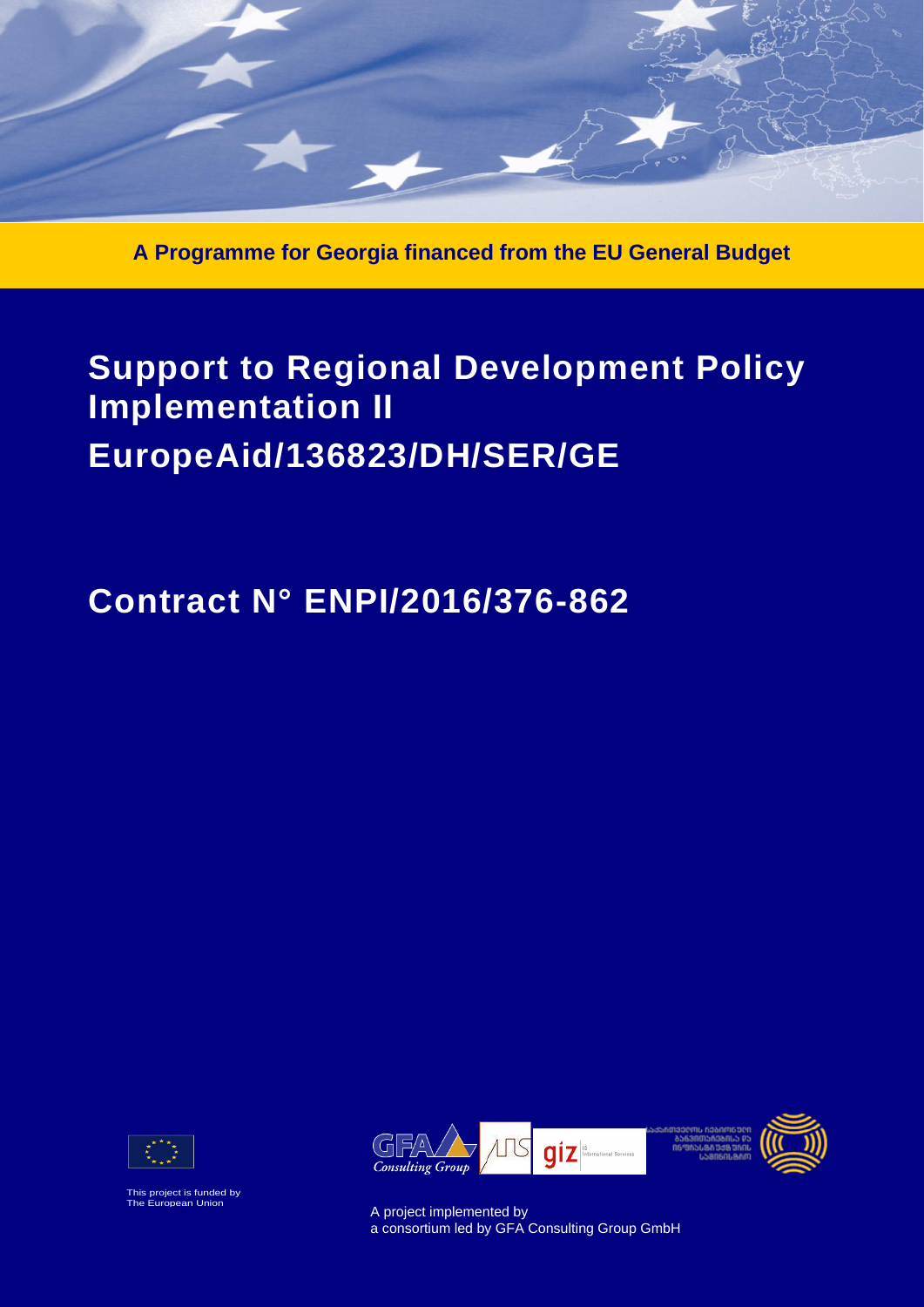A Programme for Georgia financed from the EU General Budget

# Support to Regional Development Policy Implementation II

# EuropeAid/136823/DH/SER/GE

# Contract N° ENPI/2016/376-862

This project is funded by The European Union

A project implemented by a consortium led by GFA Consulting Group GmbH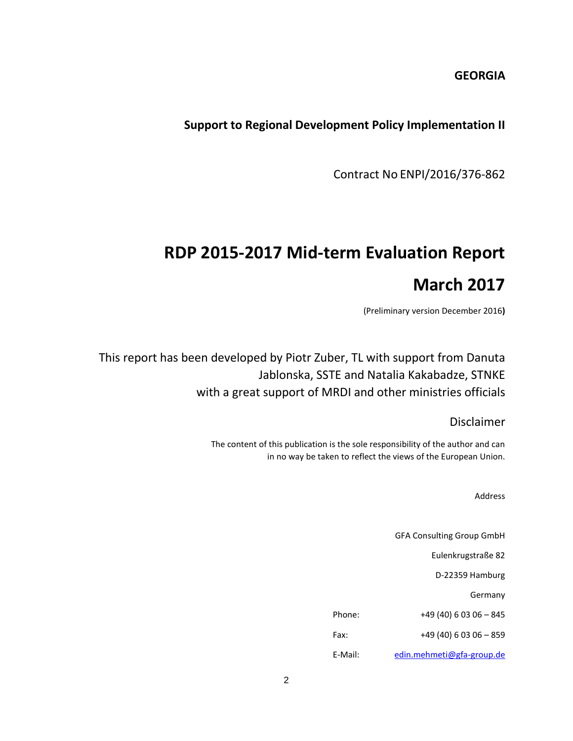**GEORGIA**

**Support to Regional Development Policy Implementation II**

Contract No ENPI/2016/376-862

# RDP 2015-2017 Mid-term Evaluation Report

# March 2017

(Preliminary version December 2016**)**

This report has been developed by Piotr Zuber, TL with support from Danuta Jablonska, SSTE and Natalia Kakabadze, STNKE with a great support of MRDI and other ministries officials

Disclaimer

The content of this publication is the sole responsibility of the author and can in no way be taken to reflect the views of the European Union.

Address

GFA Consulting Group GmbH

Eulenkrugstraße 82

D-22359 Hamburg

Germany

| | |
|---|---|
| Phone: | +49 (40) 6 03 06 – 845 |
| Fax: | +49 (40) 6 03 06 – 859 |
| E-Mail: | edin.mehmeti@gfa-group.de |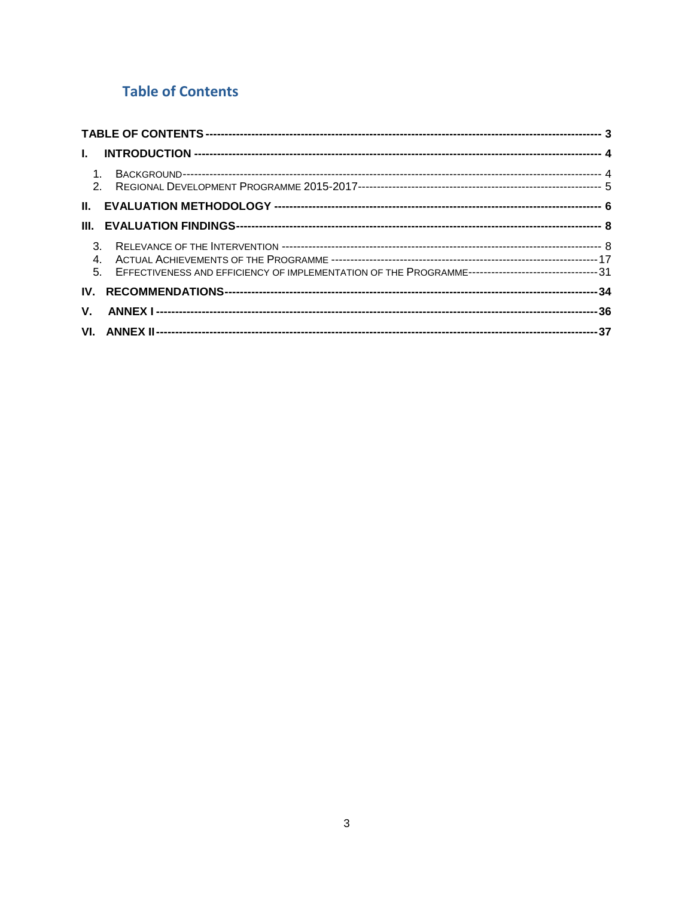## Table of Contents

TABLE OF CONTENTS ---------------------------------------------------------------------------------------------------- 3

I. INTRODUCTION ---------------------------------------------------------------------------------------------------- 4

1. BACKGROUND---------------------------------------------------------------------------------------------------- 4
2. REGIONAL DEVELOPMENT PROGRAMME 2015-2017---------------------------------------------------------------- 5

II. EVALUATION METHODOLOGY -------------------------------------------------------------------------------- 6

III. EVALUATION FINDINGS------------------------------------------------------------------------------------------ 8

3. RELEVANCE OF THE INTERVENTION --------------------------------------------------------------------------- 8
4. ACTUAL ACHIEVEMENTS OF THE PROGRAMME ----------------------------------------------------------------17
5. EFFECTIVENESS AND EFFICIENCY OF IMPLEMENTATION OF THE PROGRAMME----------------------------------31

IV. RECOMMENDATIONS------------------------------------------------------------------------------------------34

V. ANNEX I --------------------------------------------------------------------------------------------------------36

VI. ANNEX II -------------------------------------------------------------------------------------------------------37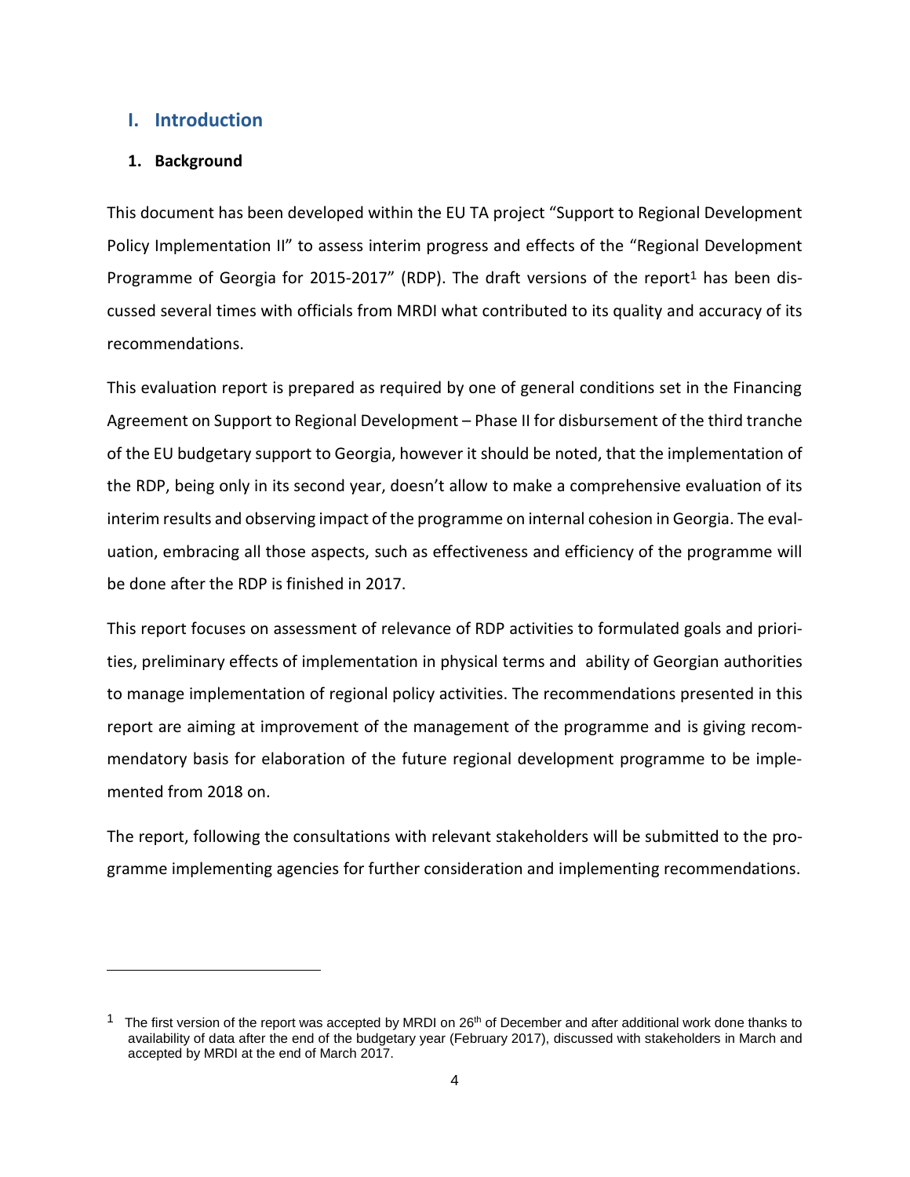# I. Introduction

## 1. Background

This document has been developed within the EU TA project "Support to Regional Development Policy Implementation II" to assess interim progress and effects of the "Regional Development Programme of Georgia for 2015-2017" (RDP). The draft versions of the report[1] has been discussed several times with officials from MRDI what contributed to its quality and accuracy of its recommendations.

This evaluation report is prepared as required by one of general conditions set in the Financing Agreement on Support to Regional Development – Phase II for disbursement of the third tranche of the EU budgetary support to Georgia, however it should be noted, that the implementation of the RDP, being only in its second year, doesn't allow to make a comprehensive evaluation of its interim results and observing impact of the programme on internal cohesion in Georgia. The evaluation, embracing all those aspects, such as effectiveness and efficiency of the programme will be done after the RDP is finished in 2017.

This report focuses on assessment of relevance of RDP activities to formulated goals and priorities, preliminary effects of implementation in physical terms and ability of Georgian authorities to manage implementation of regional policy activities. The recommendations presented in this report are aiming at improvement of the management of the programme and is giving recommendatory basis for elaboration of the future regional development programme to be implemented from 2018 on.

The report, following the consultations with relevant stakeholders will be submitted to the programme implementing agencies for further consideration and implementing recommendations.

---

[1] The first version of the report was accepted by MRDI on 26th of December and after additional work done thanks to availability of data after the end of the budgetary year (February 2017), discussed with stakeholders in March and accepted by MRDI at the end of March 2017.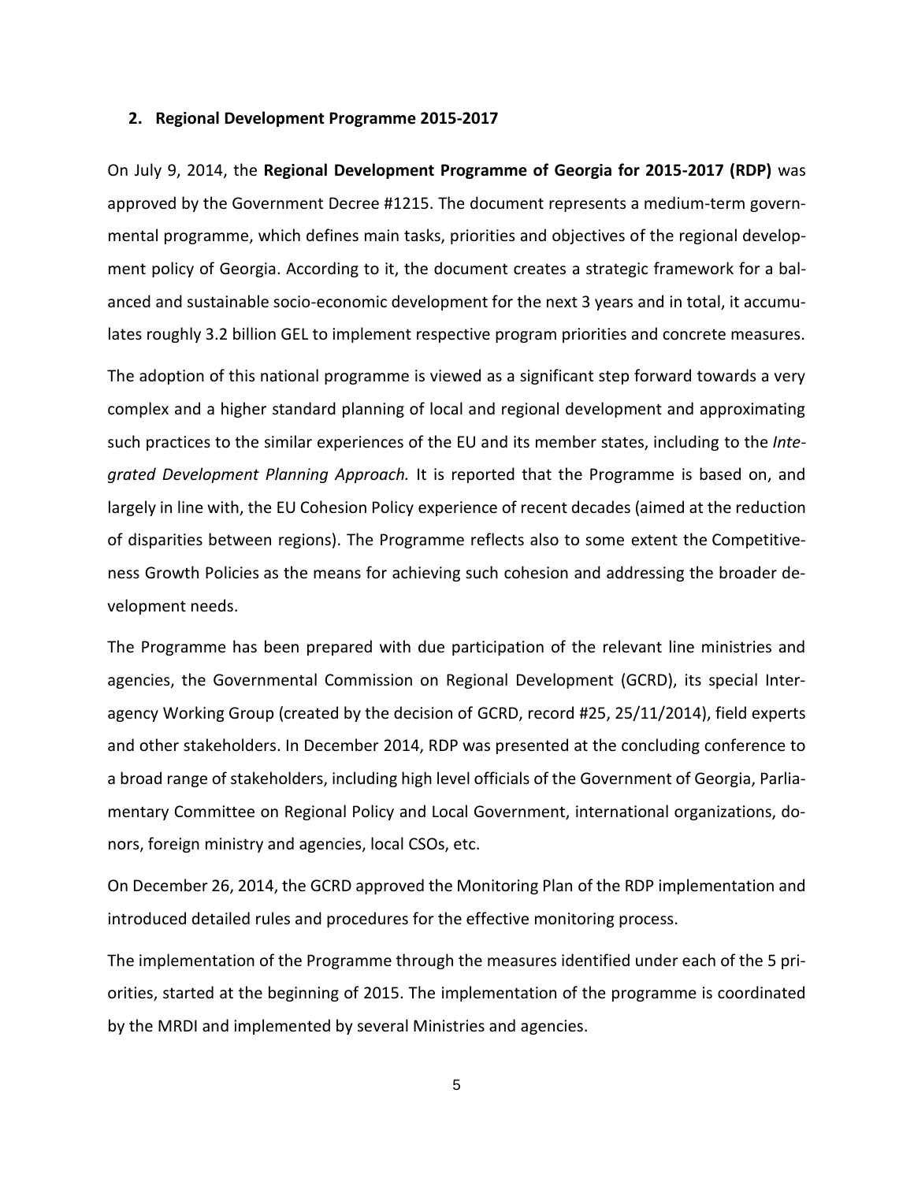## 2. Regional Development Programme 2015-2017

On July 9, 2014, the **Regional Development Programme of Georgia for 2015-2017 (RDP)** was approved by the Government Decree #1215. The document represents a medium-term governmental programme, which defines main tasks, priorities and objectives of the regional development policy of Georgia. According to it, the document creates a strategic framework for a balanced and sustainable socio-economic development for the next 3 years and in total, it accumulates roughly 3.2 billion GEL to implement respective program priorities and concrete measures.

The adoption of this national programme is viewed as a significant step forward towards a very complex and a higher standard planning of local and regional development and approximating such practices to the similar experiences of the EU and its member states, including to the *Integrated Development Planning Approach.* It is reported that the Programme is based on, and largely in line with, the EU Cohesion Policy experience of recent decades (aimed at the reduction of disparities between regions). The Programme reflects also to some extent the Competitiveness Growth Policies as the means for achieving such cohesion and addressing the broader development needs.

The Programme has been prepared with due participation of the relevant line ministries and agencies, the Governmental Commission on Regional Development (GCRD), its special Interagency Working Group (created by the decision of GCRD, record #25, 25/11/2014), field experts and other stakeholders. In December 2014, RDP was presented at the concluding conference to a broad range of stakeholders, including high level officials of the Government of Georgia, Parliamentary Committee on Regional Policy and Local Government, international organizations, donors, foreign ministry and agencies, local CSOs, etc.

On December 26, 2014, the GCRD approved the Monitoring Plan of the RDP implementation and introduced detailed rules and procedures for the effective monitoring process.

The implementation of the Programme through the measures identified under each of the 5 priorities, started at the beginning of 2015. The implementation of the programme is coordinated by the MRDI and implemented by several Ministries and agencies.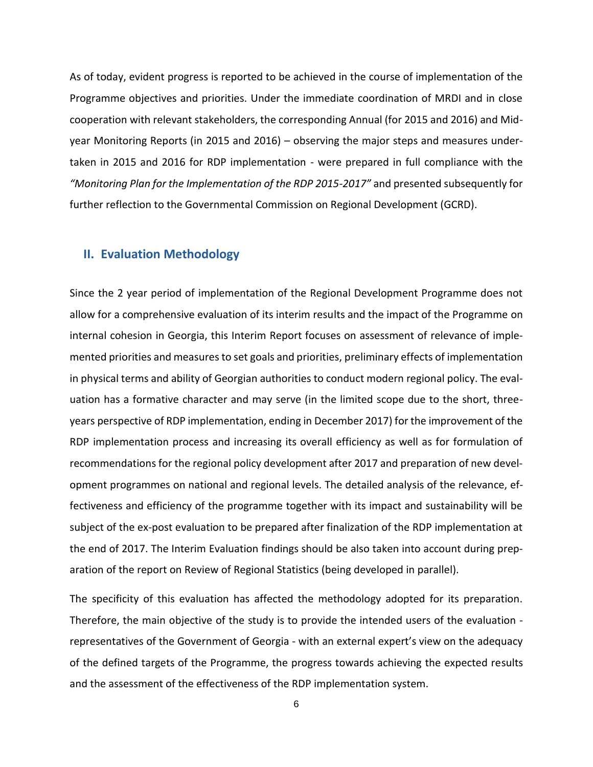As of today, evident progress is reported to be achieved in the course of implementation of the Programme objectives and priorities. Under the immediate coordination of MRDI and in close cooperation with relevant stakeholders, the corresponding Annual (for 2015 and 2016) and Mid-year Monitoring Reports (in 2015 and 2016) – observing the major steps and measures undertaken in 2015 and 2016 for RDP implementation - were prepared in full compliance with the *"Monitoring Plan for the Implementation of the RDP 2015-2017"* and presented subsequently for further reflection to the Governmental Commission on Regional Development (GCRD).

## II. Evaluation Methodology

Since the 2 year period of implementation of the Regional Development Programme does not allow for a comprehensive evaluation of its interim results and the impact of the Programme on internal cohesion in Georgia, this Interim Report focuses on assessment of relevance of implemented priorities and measures to set goals and priorities, preliminary effects of implementation in physical terms and ability of Georgian authorities to conduct modern regional policy. The evaluation has a formative character and may serve (in the limited scope due to the short, three-years perspective of RDP implementation, ending in December 2017) for the improvement of the RDP implementation process and increasing its overall efficiency as well as for formulation of recommendations for the regional policy development after 2017 and preparation of new development programmes on national and regional levels. The detailed analysis of the relevance, effectiveness and efficiency of the programme together with its impact and sustainability will be subject of the ex-post evaluation to be prepared after finalization of the RDP implementation at the end of 2017. The Interim Evaluation findings should be also taken into account during preparation of the report on Review of Regional Statistics (being developed in parallel).

The specificity of this evaluation has affected the methodology adopted for its preparation. Therefore, the main objective of the study is to provide the intended users of the evaluation - representatives of the Government of Georgia - with an external expert's view on the adequacy of the defined targets of the Programme, the progress towards achieving the expected results and the assessment of the effectiveness of the RDP implementation system.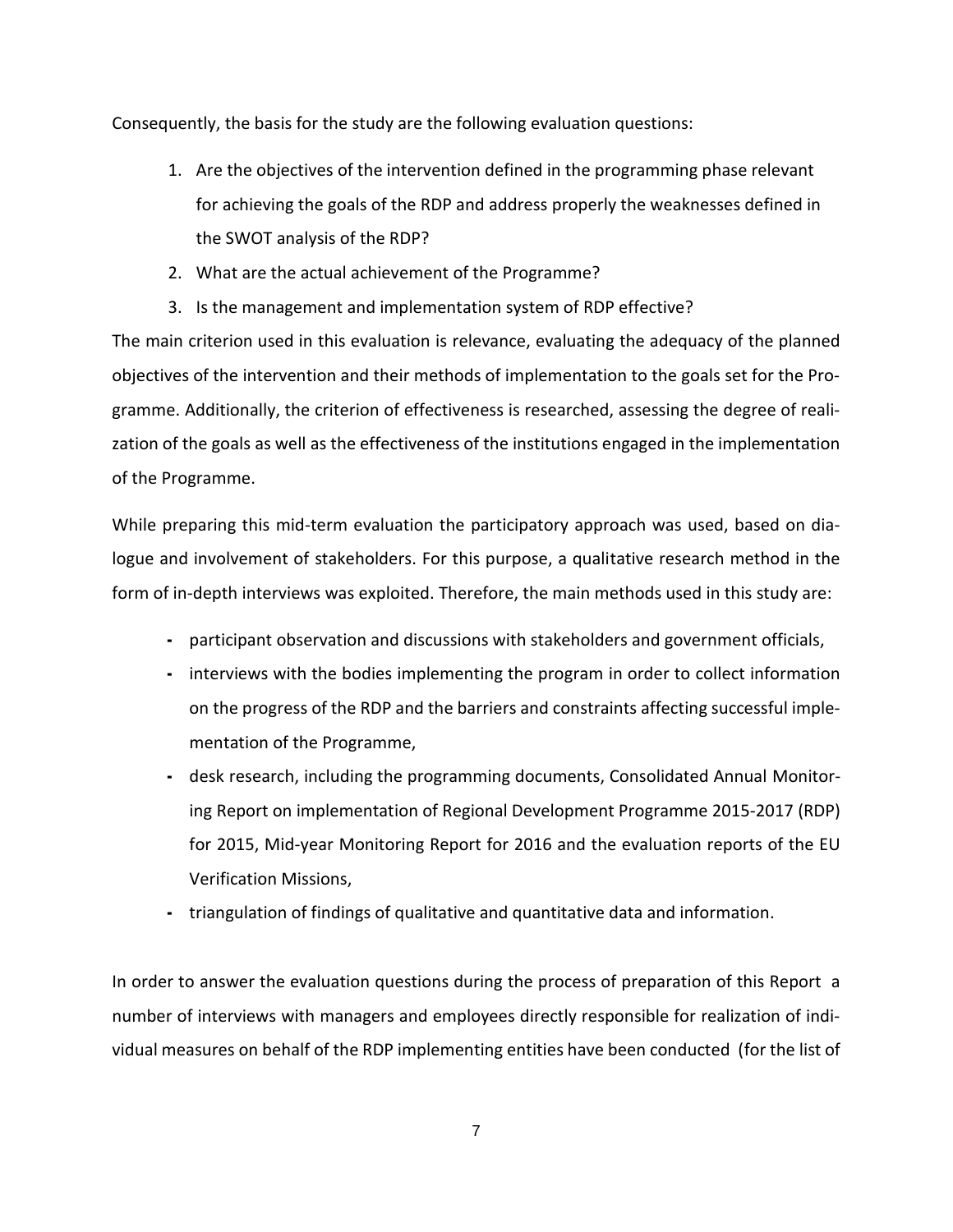Consequently, the basis for the study are the following evaluation questions:

1. Are the objectives of the intervention defined in the programming phase relevant for achieving the goals of the RDP and address properly the weaknesses defined in the SWOT analysis of the RDP?
2. What are the actual achievement of the Programme?
3. Is the management and implementation system of RDP effective?

The main criterion used in this evaluation is relevance, evaluating the adequacy of the planned objectives of the intervention and their methods of implementation to the goals set for the Programme. Additionally, the criterion of effectiveness is researched, assessing the degree of realization of the goals as well as the effectiveness of the institutions engaged in the implementation of the Programme.

While preparing this mid-term evaluation the participatory approach was used, based on dialogue and involvement of stakeholders. For this purpose, a qualitative research method in the form of in-depth interviews was exploited. Therefore, the main methods used in this study are:

- participant observation and discussions with stakeholders and government officials,
- interviews with the bodies implementing the program in order to collect information on the progress of the RDP and the barriers and constraints affecting successful implementation of the Programme,
- desk research, including the programming documents, Consolidated Annual Monitoring Report on implementation of Regional Development Programme 2015-2017 (RDP) for 2015, Mid-year Monitoring Report for 2016 and the evaluation reports of the EU Verification Missions,
- triangulation of findings of qualitative and quantitative data and information.

In order to answer the evaluation questions during the process of preparation of this Report a number of interviews with managers and employees directly responsible for realization of individual measures on behalf of the RDP implementing entities have been conducted (for the list of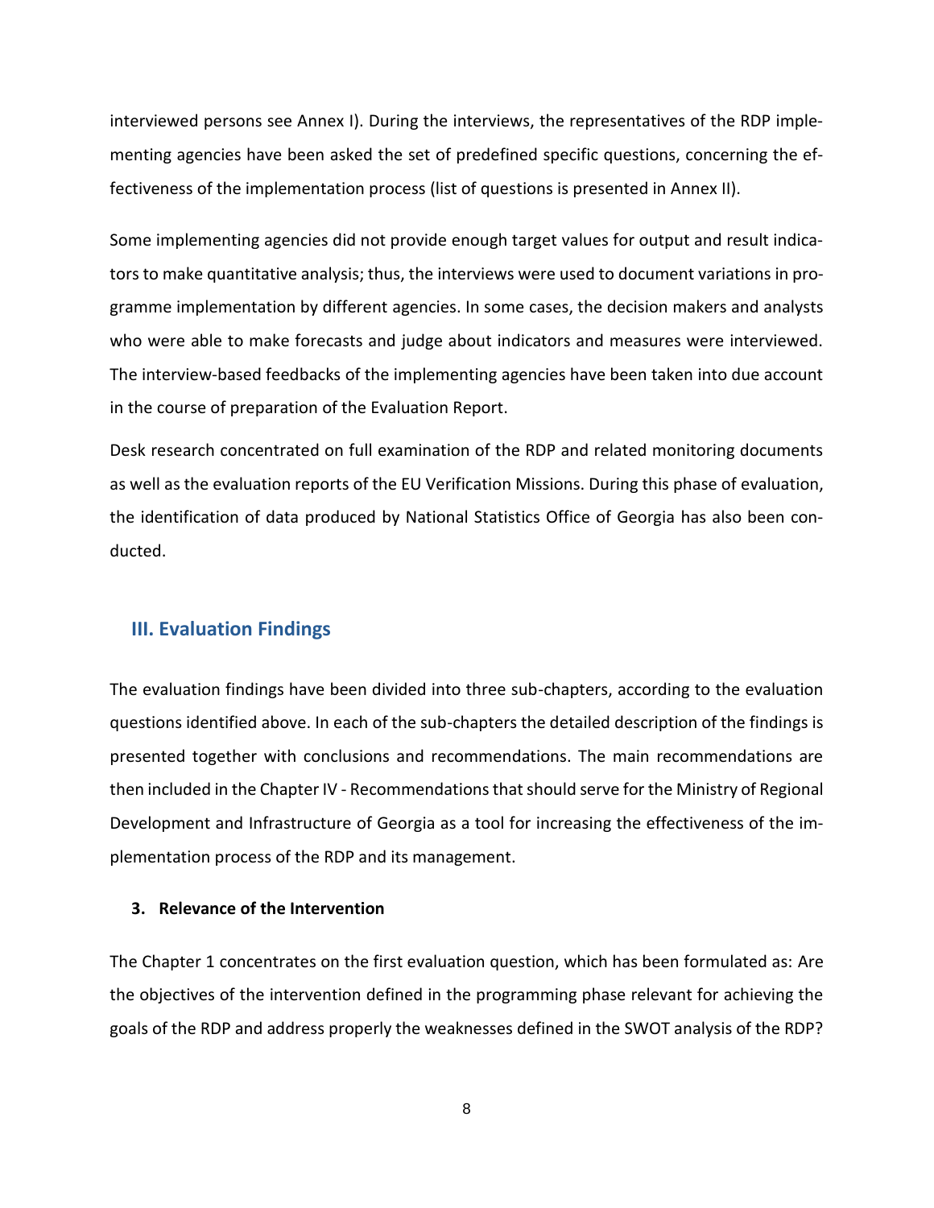interviewed persons see Annex I). During the interviews, the representatives of the RDP implementing agencies have been asked the set of predefined specific questions, concerning the effectiveness of the implementation process (list of questions is presented in Annex II).

Some implementing agencies did not provide enough target values for output and result indicators to make quantitative analysis; thus, the interviews were used to document variations in programme implementation by different agencies. In some cases, the decision makers and analysts who were able to make forecasts and judge about indicators and measures were interviewed. The interview-based feedbacks of the implementing agencies have been taken into due account in the course of preparation of the Evaluation Report.

Desk research concentrated on full examination of the RDP and related monitoring documents as well as the evaluation reports of the EU Verification Missions. During this phase of evaluation, the identification of data produced by National Statistics Office of Georgia has also been conducted.

## III. Evaluation Findings

The evaluation findings have been divided into three sub-chapters, according to the evaluation questions identified above. In each of the sub-chapters the detailed description of the findings is presented together with conclusions and recommendations. The main recommendations are then included in the Chapter IV - Recommendations that should serve for the Ministry of Regional Development and Infrastructure of Georgia as a tool for increasing the effectiveness of the implementation process of the RDP and its management.

### 3. Relevance of the Intervention

The Chapter 1 concentrates on the first evaluation question, which has been formulated as: Are the objectives of the intervention defined in the programming phase relevant for achieving the goals of the RDP and address properly the weaknesses defined in the SWOT analysis of the RDP?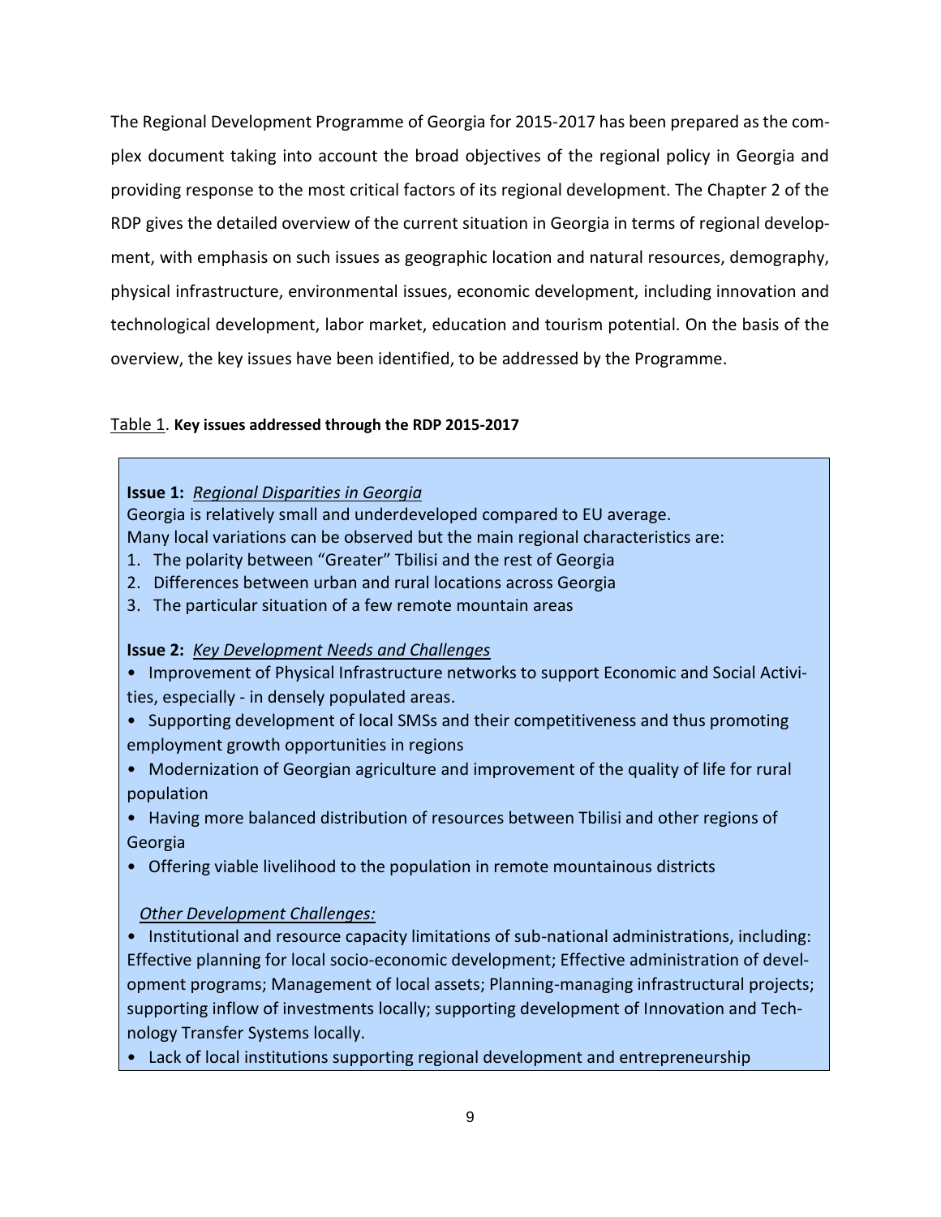The Regional Development Programme of Georgia for 2015-2017 has been prepared as the complex document taking into account the broad objectives of the regional policy in Georgia and providing response to the most critical factors of its regional development. The Chapter 2 of the RDP gives the detailed overview of the current situation in Georgia in terms of regional development, with emphasis on such issues as geographic location and natural resources, demography, physical infrastructure, environmental issues, economic development, including innovation and technological development, labor market, education and tourism potential. On the basis of the overview, the key issues have been identified, to be addressed by the Programme.

Table 1. **Key issues addressed through the RDP 2015-2017**

**Issue 1:** ***Regional Disparities in Georgia***

Georgia is relatively small and underdeveloped compared to EU average.
Many local variations can be observed but the main regional characteristics are:

1. The polarity between "Greater" Tbilisi and the rest of Georgia
2. Differences between urban and rural locations across Georgia
3. The particular situation of a few remote mountain areas

**Issue 2:** ***Key Development Needs and Challenges***

- Improvement of Physical Infrastructure networks to support Economic and Social Activities, especially - in densely populated areas.
- Supporting development of local SMSs and their competitiveness and thus promoting employment growth opportunities in regions
- Modernization of Georgian agriculture and improvement of the quality of life for rural population
- Having more balanced distribution of resources between Tbilisi and other regions of Georgia
- Offering viable livelihood to the population in remote mountainous districts

*Other Development Challenges:*

- Institutional and resource capacity limitations of sub-national administrations, including: Effective planning for local socio-economic development; Effective administration of development programs; Management of local assets; Planning-managing infrastructural projects; supporting inflow of investments locally; supporting development of Innovation and Technology Transfer Systems locally.
- Lack of local institutions supporting regional development and entrepreneurship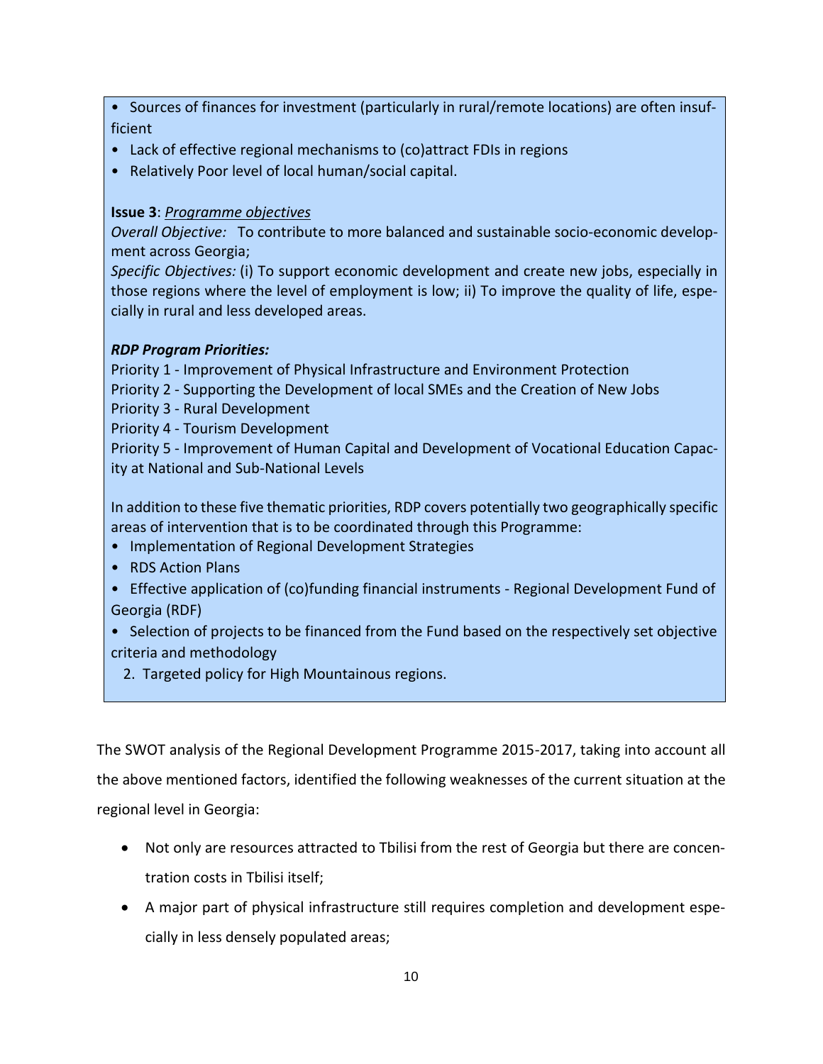- Sources of finances for investment (particularly in rural/remote locations) are often insufficient
- Lack of effective regional mechanisms to (co)attract FDIs in regions
- Relatively Poor level of local human/social capital.

**Issue 3**: *Programme objectives*

*Overall Objective:* To contribute to more balanced and sustainable socio-economic development across Georgia;

*Specific Objectives:* (i) To support economic development and create new jobs, especially in those regions where the level of employment is low; ii) To improve the quality of life, especially in rural and less developed areas.

***RDP Program Priorities:***

Priority 1 - Improvement of Physical Infrastructure and Environment Protection
Priority 2 - Supporting the Development of local SMEs and the Creation of New Jobs
Priority 3 - Rural Development
Priority 4 - Tourism Development
Priority 5 - Improvement of Human Capital and Development of Vocational Education Capacity at National and Sub-National Levels

In addition to these five thematic priorities, RDP covers potentially two geographically specific areas of intervention that is to be coordinated through this Programme:

- Implementation of Regional Development Strategies
- RDS Action Plans
- Effective application of (co)funding financial instruments - Regional Development Fund of Georgia (RDF)
- Selection of projects to be financed from the Fund based on the respectively set objective criteria and methodology

2. Targeted policy for High Mountainous regions.

The SWOT analysis of the Regional Development Programme 2015-2017, taking into account all the above mentioned factors, identified the following weaknesses of the current situation at the regional level in Georgia:

- Not only are resources attracted to Tbilisi from the rest of Georgia but there are concentration costs in Tbilisi itself;
- A major part of physical infrastructure still requires completion and development especially in less densely populated areas;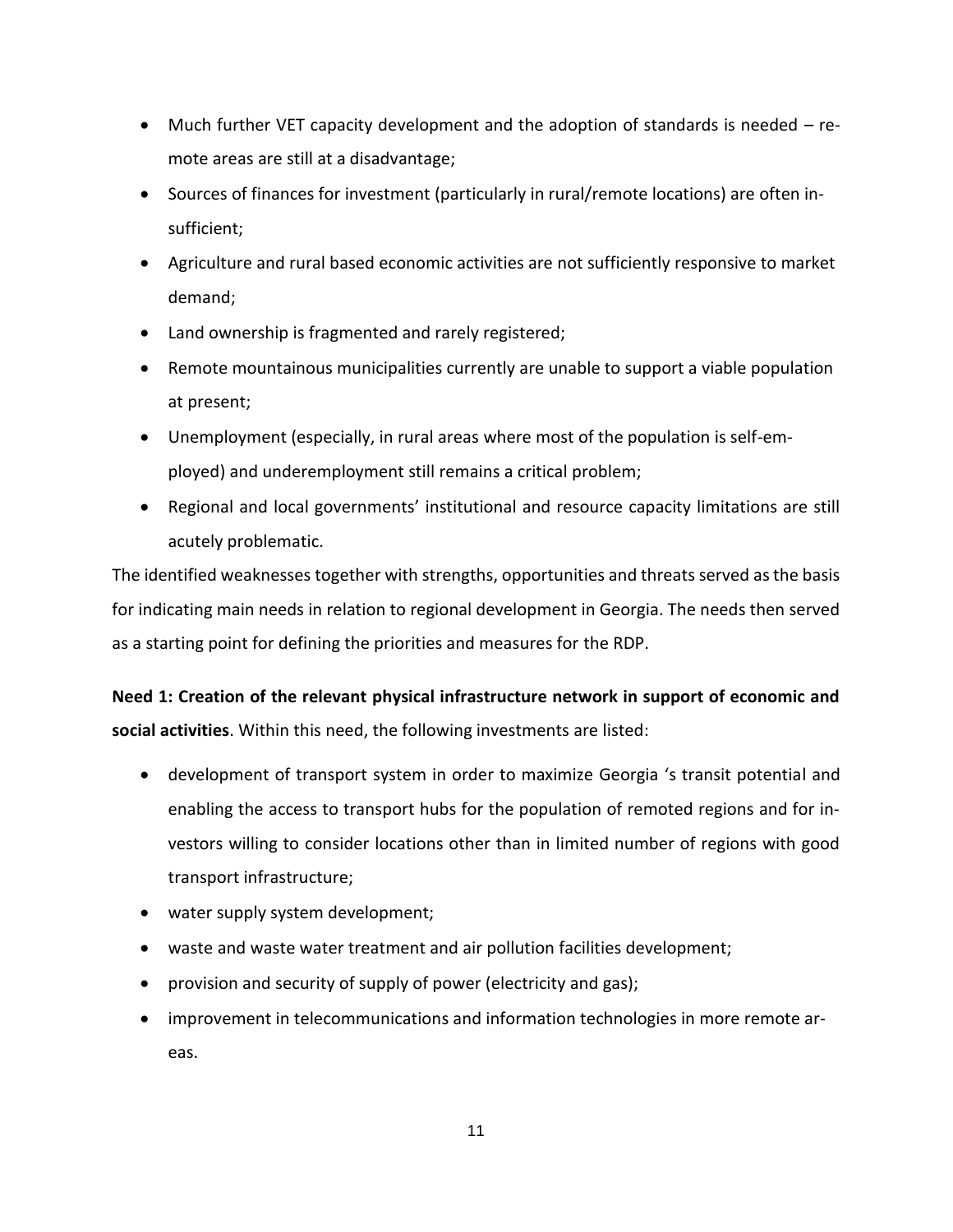- Much further VET capacity development and the adoption of standards is needed – remote areas are still at a disadvantage;
- Sources of finances for investment (particularly in rural/remote locations) are often insufficient;
- Agriculture and rural based economic activities are not sufficiently responsive to market demand;
- Land ownership is fragmented and rarely registered;
- Remote mountainous municipalities currently are unable to support a viable population at present;
- Unemployment (especially, in rural areas where most of the population is self-employed) and underemployment still remains a critical problem;
- Regional and local governments' institutional and resource capacity limitations are still acutely problematic.

The identified weaknesses together with strengths, opportunities and threats served as the basis for indicating main needs in relation to regional development in Georgia. The needs then served as a starting point for defining the priorities and measures for the RDP.

**Need 1: Creation of the relevant physical infrastructure network in support of economic and social activities**. Within this need, the following investments are listed:

- development of transport system in order to maximize Georgia 's transit potential and enabling the access to transport hubs for the population of remoted regions and for investors willing to consider locations other than in limited number of regions with good transport infrastructure;
- water supply system development;
- waste and waste water treatment and air pollution facilities development;
- provision and security of supply of power (electricity and gas);
- improvement in telecommunications and information technologies in more remote areas.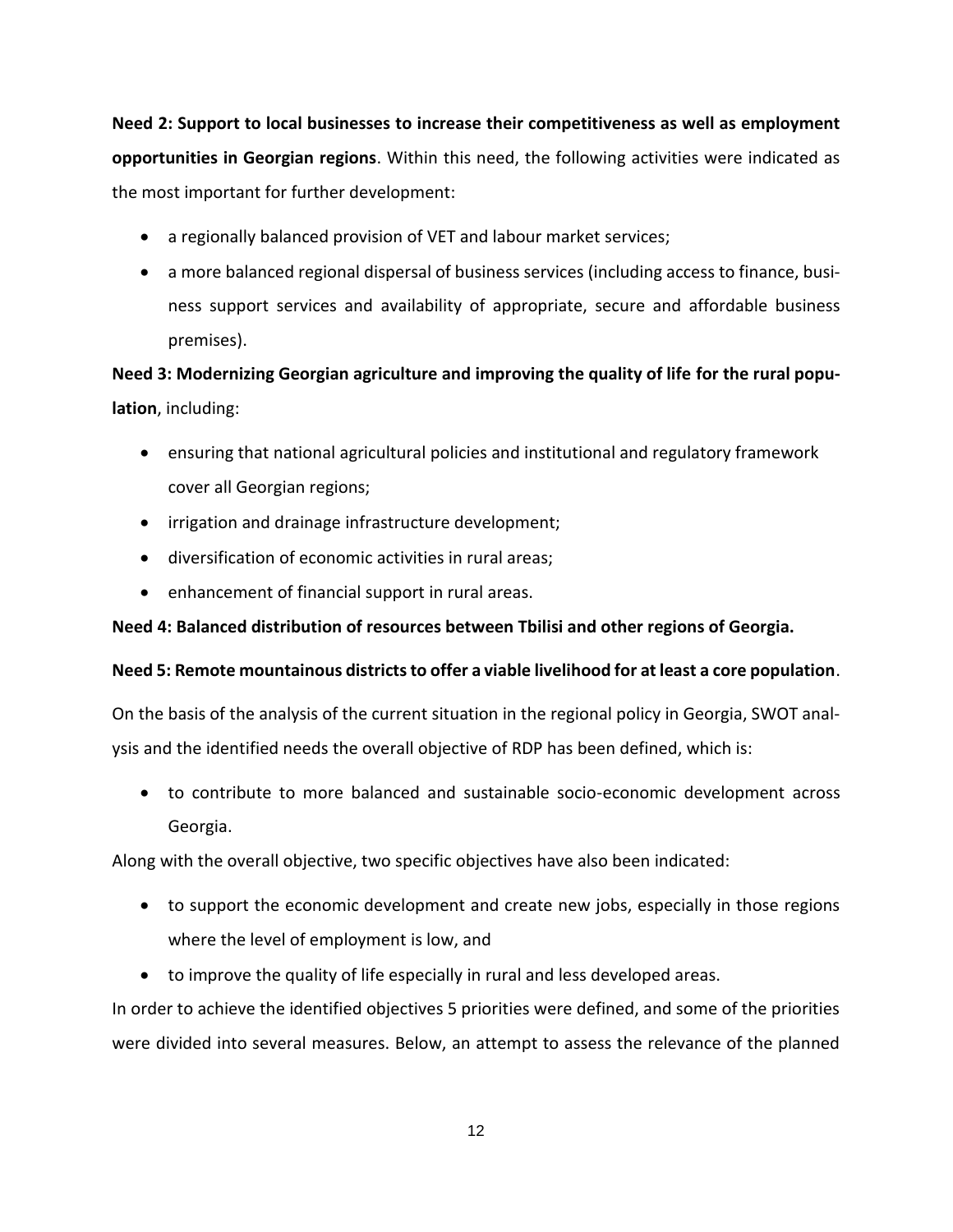**Need 2: Support to local businesses to increase their competitiveness as well as employment opportunities in Georgian regions**. Within this need, the following activities were indicated as the most important for further development:

- a regionally balanced provision of VET and labour market services;
- a more balanced regional dispersal of business services (including access to finance, business support services and availability of appropriate, secure and affordable business premises).

**Need 3: Modernizing Georgian agriculture and improving the quality of life for the rural population**, including:

- ensuring that national agricultural policies and institutional and regulatory framework cover all Georgian regions;
- irrigation and drainage infrastructure development;
- diversification of economic activities in rural areas;
- enhancement of financial support in rural areas.

**Need 4: Balanced distribution of resources between Tbilisi and other regions of Georgia.**

**Need 5: Remote mountainous districts to offer a viable livelihood for at least a core population**.

On the basis of the analysis of the current situation in the regional policy in Georgia, SWOT analysis and the identified needs the overall objective of RDP has been defined, which is:

- to contribute to more balanced and sustainable socio-economic development across Georgia.

Along with the overall objective, two specific objectives have also been indicated:

- to support the economic development and create new jobs, especially in those regions where the level of employment is low, and
- to improve the quality of life especially in rural and less developed areas.

In order to achieve the identified objectives 5 priorities were defined, and some of the priorities were divided into several measures. Below, an attempt to assess the relevance of the planned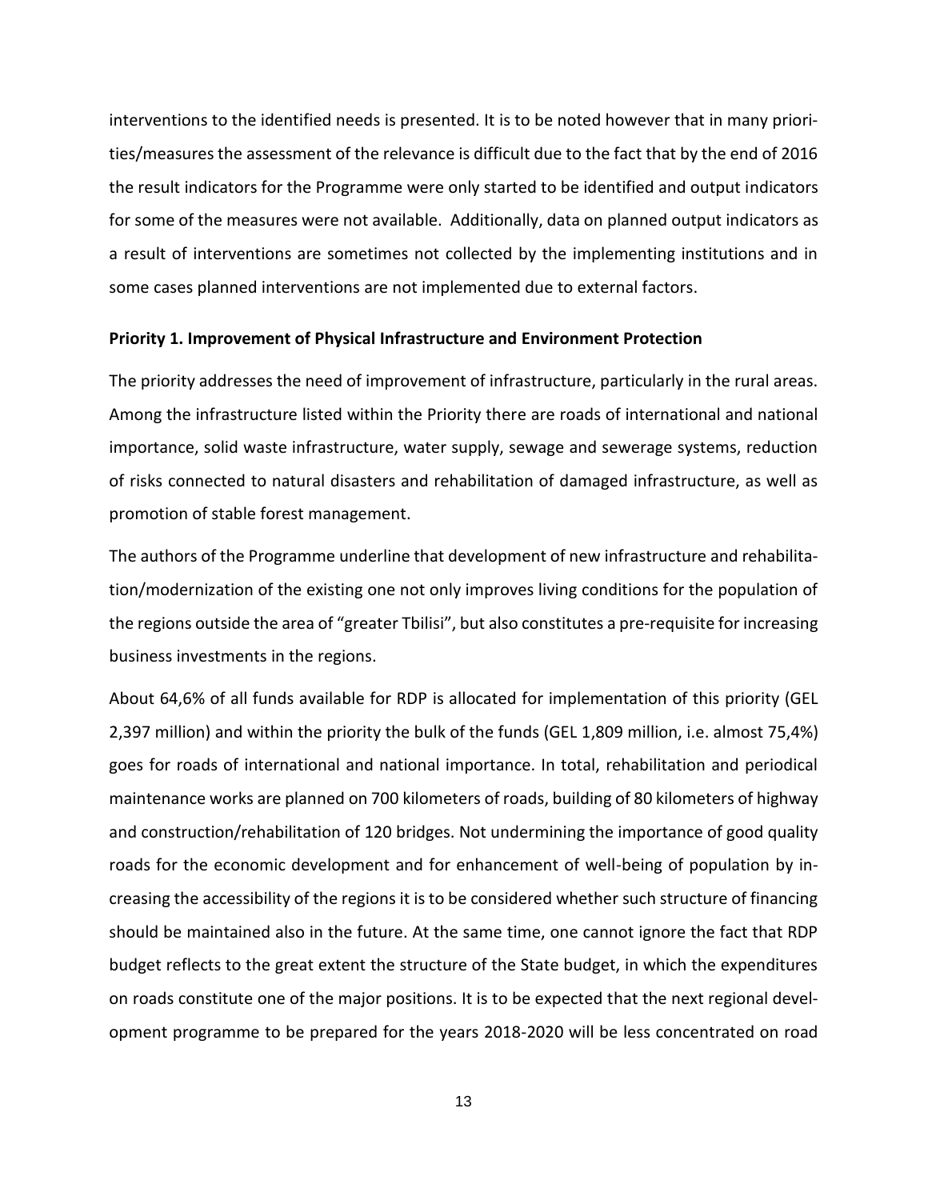interventions to the identified needs is presented. It is to be noted however that in many priorities/measures the assessment of the relevance is difficult due to the fact that by the end of 2016 the result indicators for the Programme were only started to be identified and output indicators for some of the measures were not available. Additionally, data on planned output indicators as a result of interventions are sometimes not collected by the implementing institutions and in some cases planned interventions are not implemented due to external factors.

**Priority 1. Improvement of Physical Infrastructure and Environment Protection**

The priority addresses the need of improvement of infrastructure, particularly in the rural areas. Among the infrastructure listed within the Priority there are roads of international and national importance, solid waste infrastructure, water supply, sewage and sewerage systems, reduction of risks connected to natural disasters and rehabilitation of damaged infrastructure, as well as promotion of stable forest management.

The authors of the Programme underline that development of new infrastructure and rehabilitation/modernization of the existing one not only improves living conditions for the population of the regions outside the area of "greater Tbilisi", but also constitutes a pre-requisite for increasing business investments in the regions.

About 64,6% of all funds available for RDP is allocated for implementation of this priority (GEL 2,397 million) and within the priority the bulk of the funds (GEL 1,809 million, i.e. almost 75,4%) goes for roads of international and national importance. In total, rehabilitation and periodical maintenance works are planned on 700 kilometers of roads, building of 80 kilometers of highway and construction/rehabilitation of 120 bridges. Not undermining the importance of good quality roads for the economic development and for enhancement of well-being of population by increasing the accessibility of the regions it is to be considered whether such structure of financing should be maintained also in the future. At the same time, one cannot ignore the fact that RDP budget reflects to the great extent the structure of the State budget, in which the expenditures on roads constitute one of the major positions. It is to be expected that the next regional development programme to be prepared for the years 2018-2020 will be less concentrated on road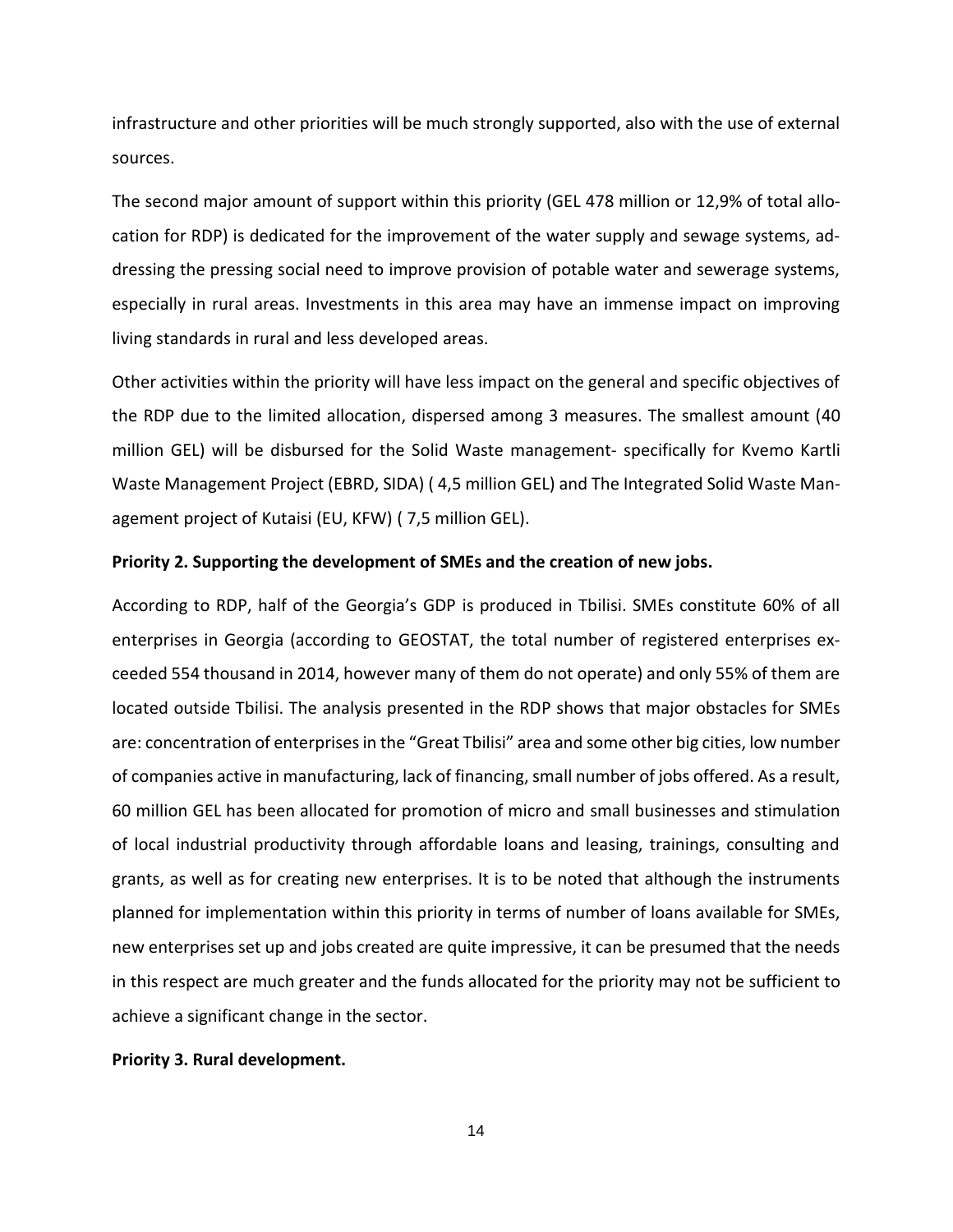infrastructure and other priorities will be much strongly supported, also with the use of external sources.

The second major amount of support within this priority (GEL 478 million or 12,9% of total allocation for RDP) is dedicated for the improvement of the water supply and sewage systems, addressing the pressing social need to improve provision of potable water and sewerage systems, especially in rural areas. Investments in this area may have an immense impact on improving living standards in rural and less developed areas.

Other activities within the priority will have less impact on the general and specific objectives of the RDP due to the limited allocation, dispersed among 3 measures. The smallest amount (40 million GEL) will be disbursed for the Solid Waste management- specifically for Kvemo Kartli Waste Management Project (EBRD, SIDA) ( 4,5 million GEL) and The Integrated Solid Waste Management project of Kutaisi (EU, KFW) ( 7,5 million GEL).

**Priority 2. Supporting the development of SMEs and the creation of new jobs.**

According to RDP, half of the Georgia's GDP is produced in Tbilisi. SMEs constitute 60% of all enterprises in Georgia (according to GEOSTAT, the total number of registered enterprises exceeded 554 thousand in 2014, however many of them do not operate) and only 55% of them are located outside Tbilisi. The analysis presented in the RDP shows that major obstacles for SMEs are: concentration of enterprises in the "Great Tbilisi" area and some other big cities, low number of companies active in manufacturing, lack of financing, small number of jobs offered. As a result, 60 million GEL has been allocated for promotion of micro and small businesses and stimulation of local industrial productivity through affordable loans and leasing, trainings, consulting and grants, as well as for creating new enterprises. It is to be noted that although the instruments planned for implementation within this priority in terms of number of loans available for SMEs, new enterprises set up and jobs created are quite impressive, it can be presumed that the needs in this respect are much greater and the funds allocated for the priority may not be sufficient to achieve a significant change in the sector.

**Priority 3. Rural development.**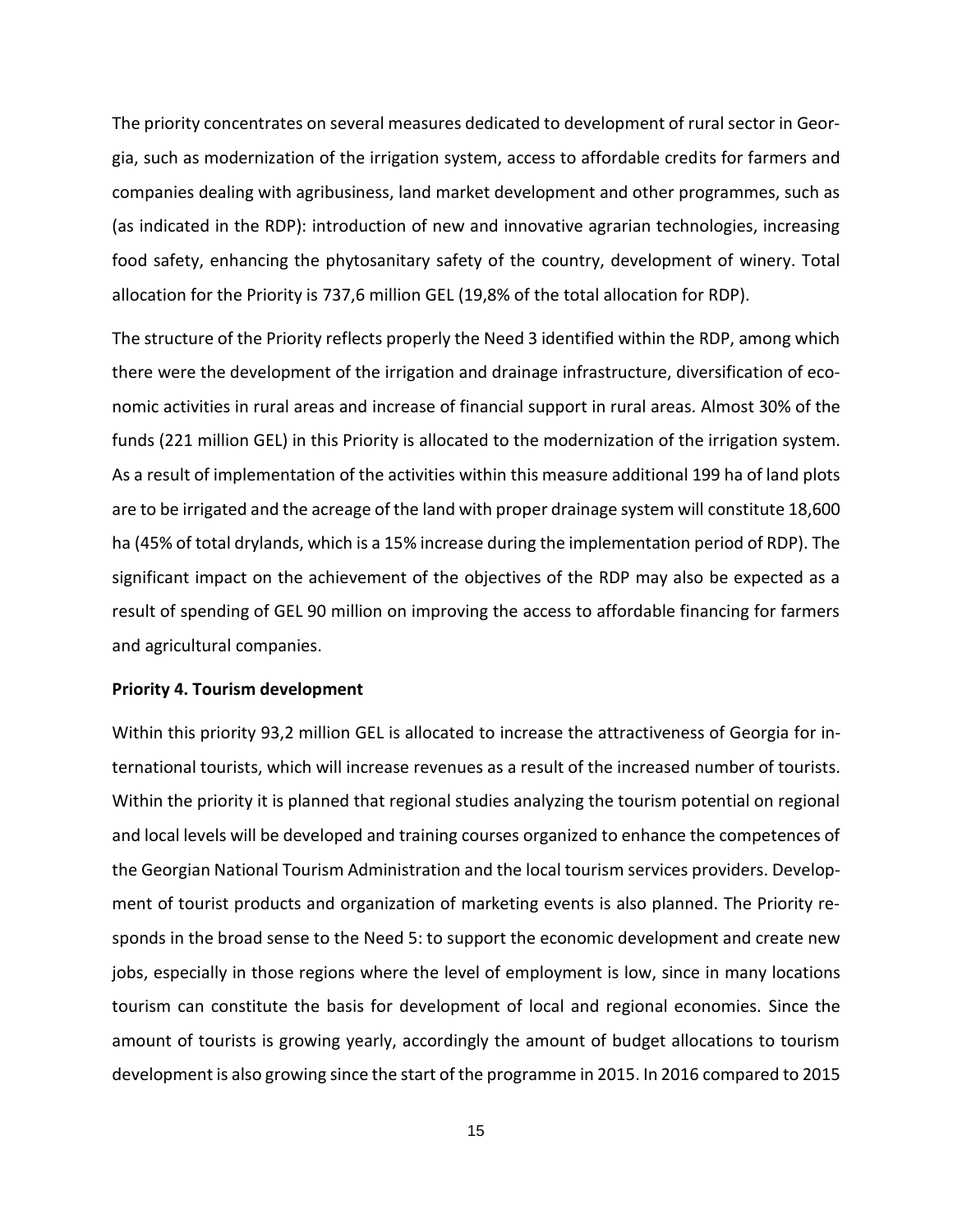The priority concentrates on several measures dedicated to development of rural sector in Georgia, such as modernization of the irrigation system, access to affordable credits for farmers and companies dealing with agribusiness, land market development and other programmes, such as (as indicated in the RDP): introduction of new and innovative agrarian technologies, increasing food safety, enhancing the phytosanitary safety of the country, development of winery. Total allocation for the Priority is 737,6 million GEL (19,8% of the total allocation for RDP).

The structure of the Priority reflects properly the Need 3 identified within the RDP, among which there were the development of the irrigation and drainage infrastructure, diversification of economic activities in rural areas and increase of financial support in rural areas. Almost 30% of the funds (221 million GEL) in this Priority is allocated to the modernization of the irrigation system. As a result of implementation of the activities within this measure additional 199 ha of land plots are to be irrigated and the acreage of the land with proper drainage system will constitute 18,600 ha (45% of total drylands, which is a 15% increase during the implementation period of RDP). The significant impact on the achievement of the objectives of the RDP may also be expected as a result of spending of GEL 90 million on improving the access to affordable financing for farmers and agricultural companies.

**Priority 4. Tourism development**

Within this priority 93,2 million GEL is allocated to increase the attractiveness of Georgia for international tourists, which will increase revenues as a result of the increased number of tourists. Within the priority it is planned that regional studies analyzing the tourism potential on regional and local levels will be developed and training courses organized to enhance the competences of the Georgian National Tourism Administration and the local tourism services providers. Development of tourist products and organization of marketing events is also planned. The Priority responds in the broad sense to the Need 5: to support the economic development and create new jobs, especially in those regions where the level of employment is low, since in many locations tourism can constitute the basis for development of local and regional economies. Since the amount of tourists is growing yearly, accordingly the amount of budget allocations to tourism development is also growing since the start of the programme in 2015. In 2016 compared to 2015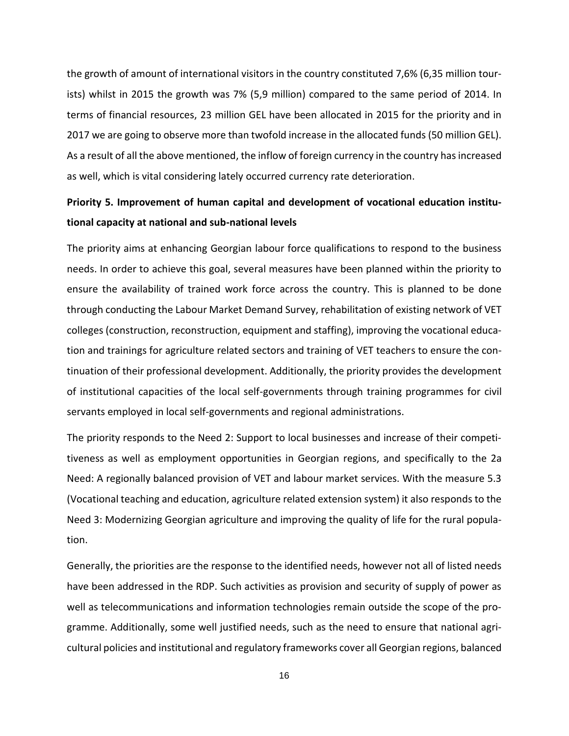the growth of amount of international visitors in the country constituted 7,6% (6,35 million tourists) whilst in 2015 the growth was 7% (5,9 million) compared to the same period of 2014. In terms of financial resources, 23 million GEL have been allocated in 2015 for the priority and in 2017 we are going to observe more than twofold increase in the allocated funds (50 million GEL). As a result of all the above mentioned, the inflow of foreign currency in the country has increased as well, which is vital considering lately occurred currency rate deterioration.

**Priority 5. Improvement of human capital and development of vocational education institutional capacity at national and sub-national levels**

The priority aims at enhancing Georgian labour force qualifications to respond to the business needs. In order to achieve this goal, several measures have been planned within the priority to ensure the availability of trained work force across the country. This is planned to be done through conducting the Labour Market Demand Survey, rehabilitation of existing network of VET colleges (construction, reconstruction, equipment and staffing), improving the vocational education and trainings for agriculture related sectors and training of VET teachers to ensure the continuation of their professional development. Additionally, the priority provides the development of institutional capacities of the local self-governments through training programmes for civil servants employed in local self-governments and regional administrations.

The priority responds to the Need 2: Support to local businesses and increase of their competitiveness as well as employment opportunities in Georgian regions, and specifically to the 2a Need: A regionally balanced provision of VET and labour market services. With the measure 5.3 (Vocational teaching and education, agriculture related extension system) it also responds to the Need 3: Modernizing Georgian agriculture and improving the quality of life for the rural population.

Generally, the priorities are the response to the identified needs, however not all of listed needs have been addressed in the RDP. Such activities as provision and security of supply of power as well as telecommunications and information technologies remain outside the scope of the programme. Additionally, some well justified needs, such as the need to ensure that national agricultural policies and institutional and regulatory frameworks cover all Georgian regions, balanced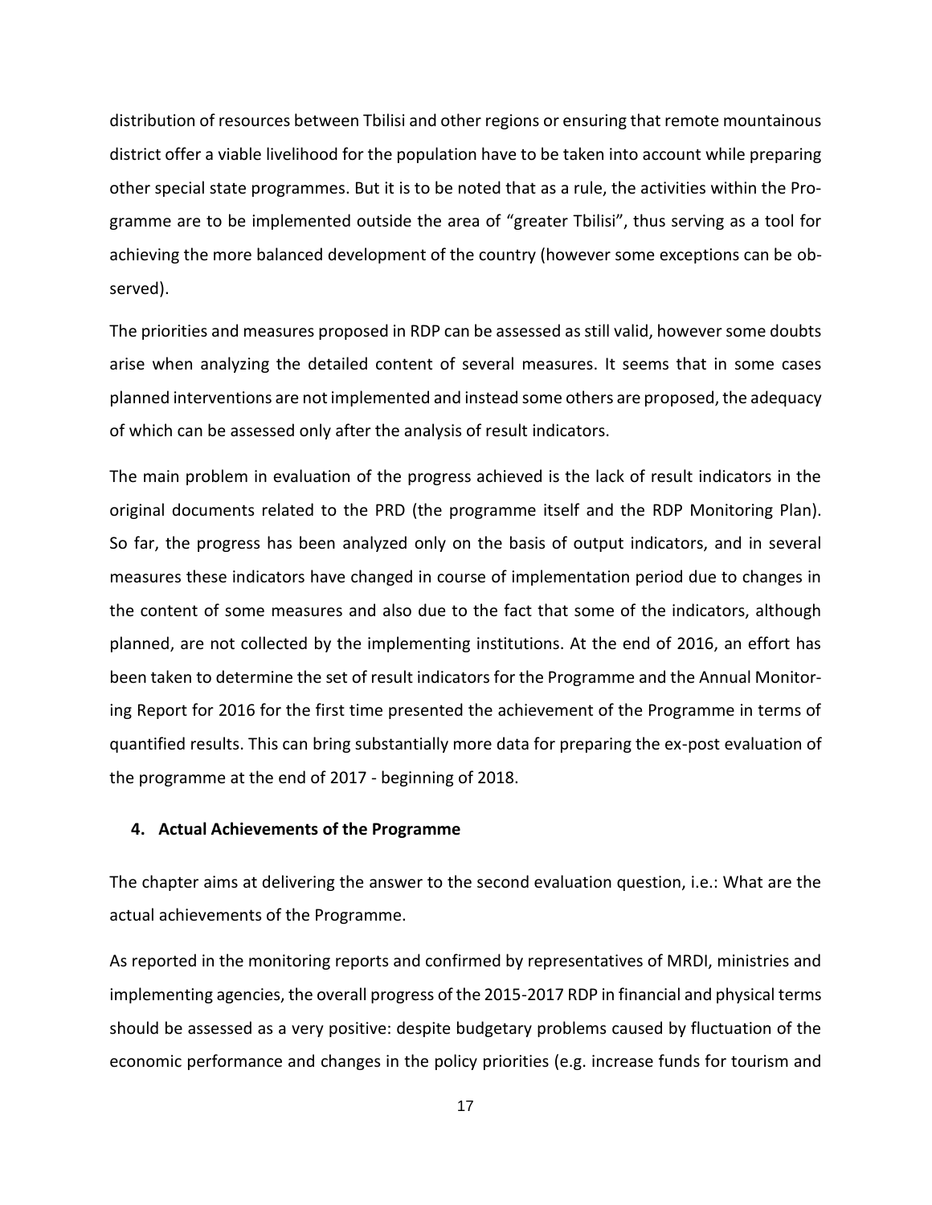distribution of resources between Tbilisi and other regions or ensuring that remote mountainous district offer a viable livelihood for the population have to be taken into account while preparing other special state programmes. But it is to be noted that as a rule, the activities within the Programme are to be implemented outside the area of "greater Tbilisi", thus serving as a tool for achieving the more balanced development of the country (however some exceptions can be observed).

The priorities and measures proposed in RDP can be assessed as still valid, however some doubts arise when analyzing the detailed content of several measures. It seems that in some cases planned interventions are not implemented and instead some others are proposed, the adequacy of which can be assessed only after the analysis of result indicators.

The main problem in evaluation of the progress achieved is the lack of result indicators in the original documents related to the PRD (the programme itself and the RDP Monitoring Plan). So far, the progress has been analyzed only on the basis of output indicators, and in several measures these indicators have changed in course of implementation period due to changes in the content of some measures and also due to the fact that some of the indicators, although planned, are not collected by the implementing institutions. At the end of 2016, an effort has been taken to determine the set of result indicators for the Programme and the Annual Monitoring Report for 2016 for the first time presented the achievement of the Programme in terms of quantified results. This can bring substantially more data for preparing the ex-post evaluation of the programme at the end of 2017 - beginning of 2018.

## 4. Actual Achievements of the Programme

The chapter aims at delivering the answer to the second evaluation question, i.e.: What are the actual achievements of the Programme.

As reported in the monitoring reports and confirmed by representatives of MRDI, ministries and implementing agencies, the overall progress of the 2015-2017 RDP in financial and physical terms should be assessed as a very positive: despite budgetary problems caused by fluctuation of the economic performance and changes in the policy priorities (e.g. increase funds for tourism and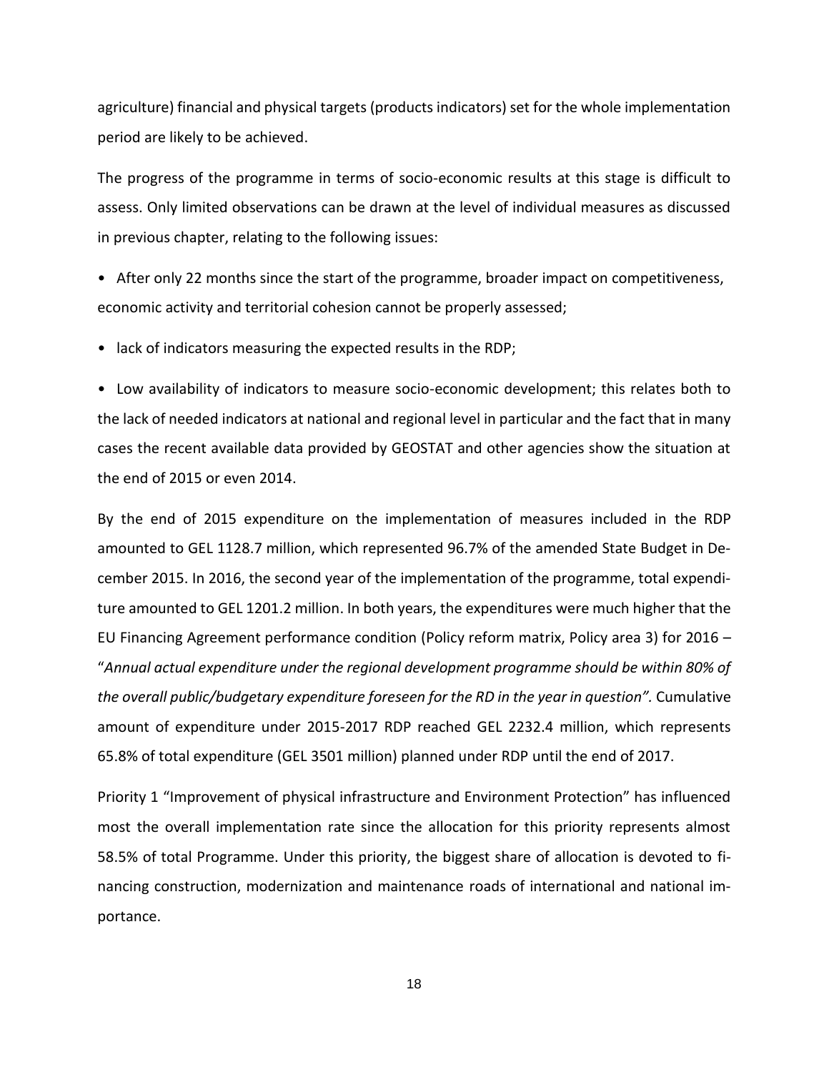agriculture) financial and physical targets (products indicators) set for the whole implementation period are likely to be achieved.

The progress of the programme in terms of socio-economic results at this stage is difficult to assess. Only limited observations can be drawn at the level of individual measures as discussed in previous chapter, relating to the following issues:

- After only 22 months since the start of the programme, broader impact on competitiveness, economic activity and territorial cohesion cannot be properly assessed;
- lack of indicators measuring the expected results in the RDP;
- Low availability of indicators to measure socio-economic development; this relates both to the lack of needed indicators at national and regional level in particular and the fact that in many cases the recent available data provided by GEOSTAT and other agencies show the situation at the end of 2015 or even 2014.

By the end of 2015 expenditure on the implementation of measures included in the RDP amounted to GEL 1128.7 million, which represented 96.7% of the amended State Budget in December 2015. In 2016, the second year of the implementation of the programme, total expenditure amounted to GEL 1201.2 million. In both years, the expenditures were much higher that the EU Financing Agreement performance condition (Policy reform matrix, Policy area 3) for 2016 – "*Annual actual expenditure under the regional development programme should be within 80% of the overall public/budgetary expenditure foreseen for the RD in the year in question".* Cumulative amount of expenditure under 2015-2017 RDP reached GEL 2232.4 million, which represents 65.8% of total expenditure (GEL 3501 million) planned under RDP until the end of 2017.

Priority 1 "Improvement of physical infrastructure and Environment Protection" has influenced most the overall implementation rate since the allocation for this priority represents almost 58.5% of total Programme. Under this priority, the biggest share of allocation is devoted to financing construction, modernization and maintenance roads of international and national importance.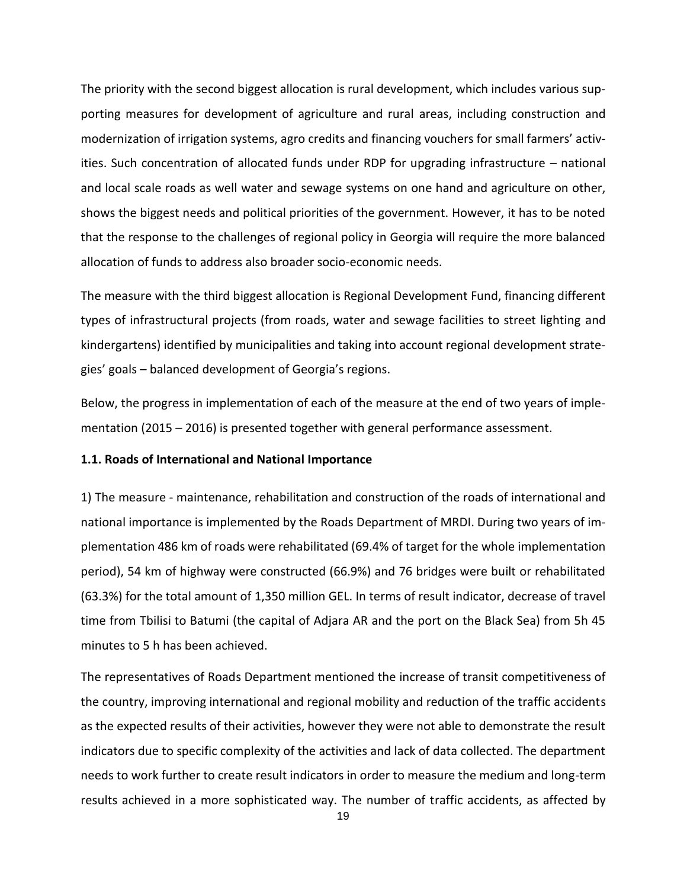The priority with the second biggest allocation is rural development, which includes various supporting measures for development of agriculture and rural areas, including construction and modernization of irrigation systems, agro credits and financing vouchers for small farmers' activities. Such concentration of allocated funds under RDP for upgrading infrastructure – national and local scale roads as well water and sewage systems on one hand and agriculture on other, shows the biggest needs and political priorities of the government. However, it has to be noted that the response to the challenges of regional policy in Georgia will require the more balanced allocation of funds to address also broader socio-economic needs.

The measure with the third biggest allocation is Regional Development Fund, financing different types of infrastructural projects (from roads, water and sewage facilities to street lighting and kindergartens) identified by municipalities and taking into account regional development strategies' goals – balanced development of Georgia's regions.

Below, the progress in implementation of each of the measure at the end of two years of implementation (2015 – 2016) is presented together with general performance assessment.

### 1.1. Roads of International and National Importance

1) The measure - maintenance, rehabilitation and construction of the roads of international and national importance is implemented by the Roads Department of MRDI. During two years of implementation 486 km of roads were rehabilitated (69.4% of target for the whole implementation period), 54 km of highway were constructed (66.9%) and 76 bridges were built or rehabilitated (63.3%) for the total amount of 1,350 million GEL. In terms of result indicator, decrease of travel time from Tbilisi to Batumi (the capital of Adjara AR and the port on the Black Sea) from 5h 45 minutes to 5 h has been achieved.

The representatives of Roads Department mentioned the increase of transit competitiveness of the country, improving international and regional mobility and reduction of the traffic accidents as the expected results of their activities, however they were not able to demonstrate the result indicators due to specific complexity of the activities and lack of data collected. The department needs to work further to create result indicators in order to measure the medium and long-term results achieved in a more sophisticated way. The number of traffic accidents, as affected by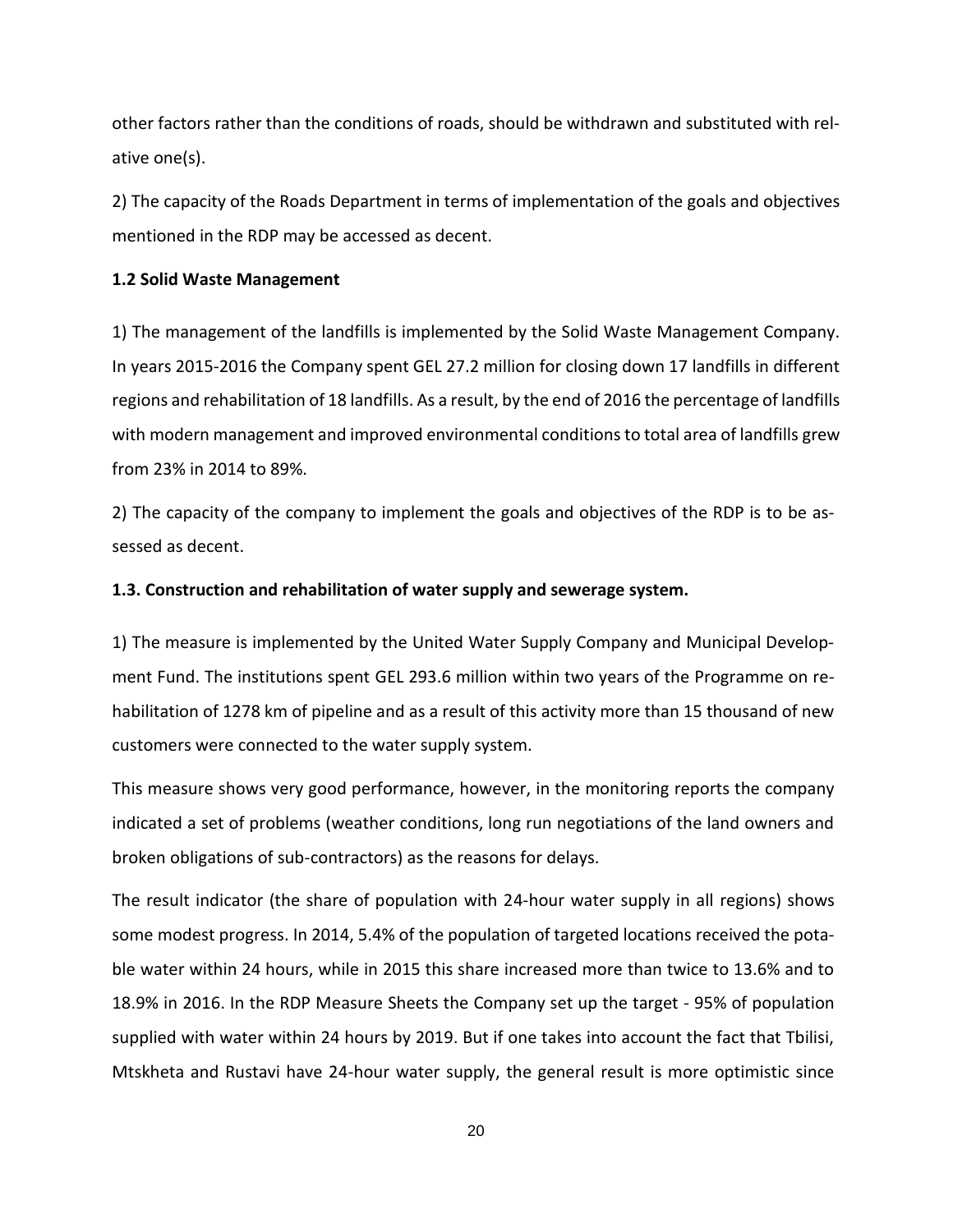other factors rather than the conditions of roads, should be withdrawn and substituted with relative one(s).

2) The capacity of the Roads Department in terms of implementation of the goals and objectives mentioned in the RDP may be accessed as decent.

**1.2 Solid Waste Management**

1) The management of the landfills is implemented by the Solid Waste Management Company. In years 2015-2016 the Company spent GEL 27.2 million for closing down 17 landfills in different regions and rehabilitation of 18 landfills. As a result, by the end of 2016 the percentage of landfills with modern management and improved environmental conditions to total area of landfills grew from 23% in 2014 to 89%.

2) The capacity of the company to implement the goals and objectives of the RDP is to be assessed as decent.

**1.3. Construction and rehabilitation of water supply and sewerage system.**

1) The measure is implemented by the United Water Supply Company and Municipal Development Fund. The institutions spent GEL 293.6 million within two years of the Programme on rehabilitation of 1278 km of pipeline and as a result of this activity more than 15 thousand of new customers were connected to the water supply system.

This measure shows very good performance, however, in the monitoring reports the company indicated a set of problems (weather conditions, long run negotiations of the land owners and broken obligations of sub-contractors) as the reasons for delays.

The result indicator (the share of population with 24-hour water supply in all regions) shows some modest progress. In 2014, 5.4% of the population of targeted locations received the potable water within 24 hours, while in 2015 this share increased more than twice to 13.6% and to 18.9% in 2016. In the RDP Measure Sheets the Company set up the target - 95% of population supplied with water within 24 hours by 2019. But if one takes into account the fact that Tbilisi, Mtskheta and Rustavi have 24-hour water supply, the general result is more optimistic since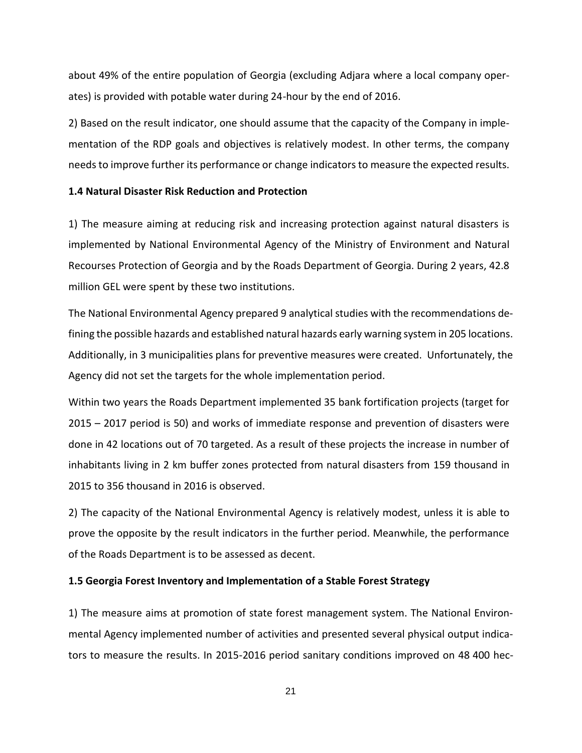about 49% of the entire population of Georgia (excluding Adjara where a local company operates) is provided with potable water during 24-hour by the end of 2016.

2) Based on the result indicator, one should assume that the capacity of the Company in implementation of the RDP goals and objectives is relatively modest. In other terms, the company needs to improve further its performance or change indicators to measure the expected results.

### 1.4 Natural Disaster Risk Reduction and Protection

1) The measure aiming at reducing risk and increasing protection against natural disasters is implemented by National Environmental Agency of the Ministry of Environment and Natural Recourses Protection of Georgia and by the Roads Department of Georgia. During 2 years, 42.8 million GEL were spent by these two institutions.

The National Environmental Agency prepared 9 analytical studies with the recommendations defining the possible hazards and established natural hazards early warning system in 205 locations. Additionally, in 3 municipalities plans for preventive measures were created. Unfortunately, the Agency did not set the targets for the whole implementation period.

Within two years the Roads Department implemented 35 bank fortification projects (target for 2015 – 2017 period is 50) and works of immediate response and prevention of disasters were done in 42 locations out of 70 targeted. As a result of these projects the increase in number of inhabitants living in 2 km buffer zones protected from natural disasters from 159 thousand in 2015 to 356 thousand in 2016 is observed.

2) The capacity of the National Environmental Agency is relatively modest, unless it is able to prove the opposite by the result indicators in the further period. Meanwhile, the performance of the Roads Department is to be assessed as decent.

### 1.5 Georgia Forest Inventory and Implementation of a Stable Forest Strategy

1) The measure aims at promotion of state forest management system. The National Environmental Agency implemented number of activities and presented several physical output indicators to measure the results. In 2015-2016 period sanitary conditions improved on 48 400 hec-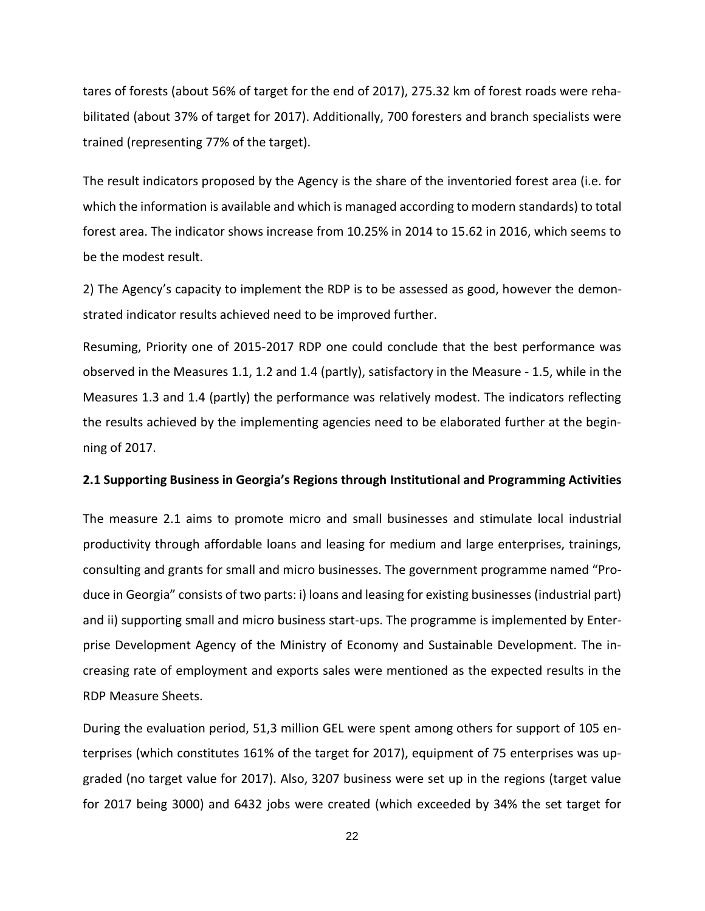tares of forests (about 56% of target for the end of 2017), 275.32 km of forest roads were rehabilitated (about 37% of target for 2017). Additionally, 700 foresters and branch specialists were trained (representing 77% of the target).

The result indicators proposed by the Agency is the share of the inventoried forest area (i.e. for which the information is available and which is managed according to modern standards) to total forest area. The indicator shows increase from 10.25% in 2014 to 15.62 in 2016, which seems to be the modest result.

2) The Agency's capacity to implement the RDP is to be assessed as good, however the demonstrated indicator results achieved need to be improved further.

Resuming, Priority one of 2015-2017 RDP one could conclude that the best performance was observed in the Measures 1.1, 1.2 and 1.4 (partly), satisfactory in the Measure - 1.5, while in the Measures 1.3 and 1.4 (partly) the performance was relatively modest. The indicators reflecting the results achieved by the implementing agencies need to be elaborated further at the beginning of 2017.

### 2.1 Supporting Business in Georgia's Regions through Institutional and Programming Activities

The measure 2.1 aims to promote micro and small businesses and stimulate local industrial productivity through affordable loans and leasing for medium and large enterprises, trainings, consulting and grants for small and micro businesses. The government programme named "Produce in Georgia" consists of two parts: i) loans and leasing for existing businesses (industrial part) and ii) supporting small and micro business start-ups. The programme is implemented by Enterprise Development Agency of the Ministry of Economy and Sustainable Development. The increasing rate of employment and exports sales were mentioned as the expected results in the RDP Measure Sheets.

During the evaluation period, 51,3 million GEL were spent among others for support of 105 enterprises (which constitutes 161% of the target for 2017), equipment of 75 enterprises was upgraded (no target value for 2017). Also, 3207 business were set up in the regions (target value for 2017 being 3000) and 6432 jobs were created (which exceeded by 34% the set target for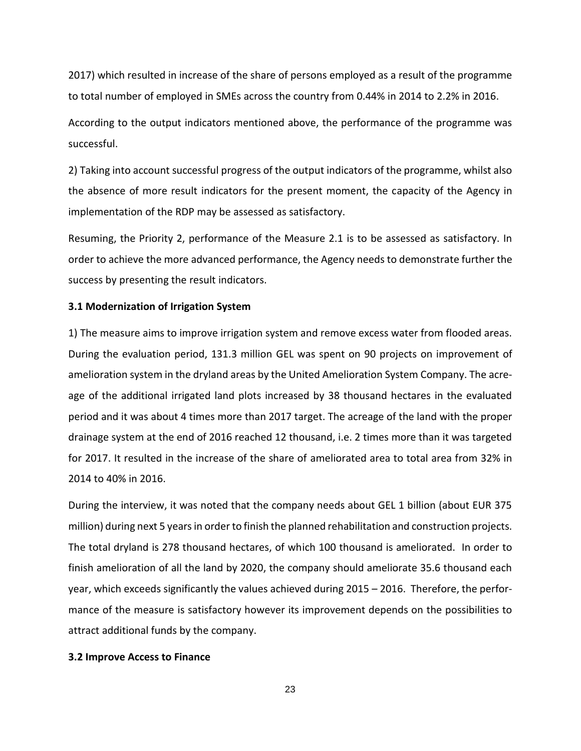2017) which resulted in increase of the share of persons employed as a result of the programme to total number of employed in SMEs across the country from 0.44% in 2014 to 2.2% in 2016.

According to the output indicators mentioned above, the performance of the programme was successful.

2) Taking into account successful progress of the output indicators of the programme, whilst also the absence of more result indicators for the present moment, the capacity of the Agency in implementation of the RDP may be assessed as satisfactory.

Resuming, the Priority 2, performance of the Measure 2.1 is to be assessed as satisfactory. In order to achieve the more advanced performance, the Agency needs to demonstrate further the success by presenting the result indicators.

### 3.1 Modernization of Irrigation System

1) The measure aims to improve irrigation system and remove excess water from flooded areas. During the evaluation period, 131.3 million GEL was spent on 90 projects on improvement of amelioration system in the dryland areas by the United Amelioration System Company. The acreage of the additional irrigated land plots increased by 38 thousand hectares in the evaluated period and it was about 4 times more than 2017 target. The acreage of the land with the proper drainage system at the end of 2016 reached 12 thousand, i.e. 2 times more than it was targeted for 2017. It resulted in the increase of the share of ameliorated area to total area from 32% in 2014 to 40% in 2016.

During the interview, it was noted that the company needs about GEL 1 billion (about EUR 375 million) during next 5 years in order to finish the planned rehabilitation and construction projects. The total dryland is 278 thousand hectares, of which 100 thousand is ameliorated. In order to finish amelioration of all the land by 2020, the company should ameliorate 35.6 thousand each year, which exceeds significantly the values achieved during 2015 – 2016. Therefore, the performance of the measure is satisfactory however its improvement depends on the possibilities to attract additional funds by the company.

### 3.2 Improve Access to Finance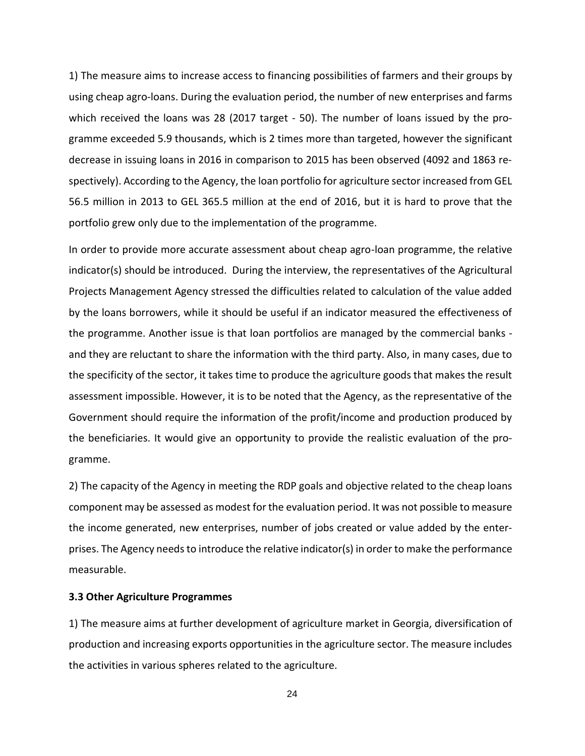1) The measure aims to increase access to financing possibilities of farmers and their groups by using cheap agro-loans. During the evaluation period, the number of new enterprises and farms which received the loans was 28 (2017 target - 50). The number of loans issued by the programme exceeded 5.9 thousands, which is 2 times more than targeted, however the significant decrease in issuing loans in 2016 in comparison to 2015 has been observed (4092 and 1863 respectively). According to the Agency, the loan portfolio for agriculture sector increased from GEL 56.5 million in 2013 to GEL 365.5 million at the end of 2016, but it is hard to prove that the portfolio grew only due to the implementation of the programme.

In order to provide more accurate assessment about cheap agro-loan programme, the relative indicator(s) should be introduced. During the interview, the representatives of the Agricultural Projects Management Agency stressed the difficulties related to calculation of the value added by the loans borrowers, while it should be useful if an indicator measured the effectiveness of the programme. Another issue is that loan portfolios are managed by the commercial banks - and they are reluctant to share the information with the third party. Also, in many cases, due to the specificity of the sector, it takes time to produce the agriculture goods that makes the result assessment impossible. However, it is to be noted that the Agency, as the representative of the Government should require the information of the profit/income and production produced by the beneficiaries. It would give an opportunity to provide the realistic evaluation of the programme.

2) The capacity of the Agency in meeting the RDP goals and objective related to the cheap loans component may be assessed as modest for the evaluation period. It was not possible to measure the income generated, new enterprises, number of jobs created or value added by the enterprises. The Agency needs to introduce the relative indicator(s) in order to make the performance measurable.

### 3.3 Other Agriculture Programmes

1) The measure aims at further development of agriculture market in Georgia, diversification of production and increasing exports opportunities in the agriculture sector. The measure includes the activities in various spheres related to the agriculture.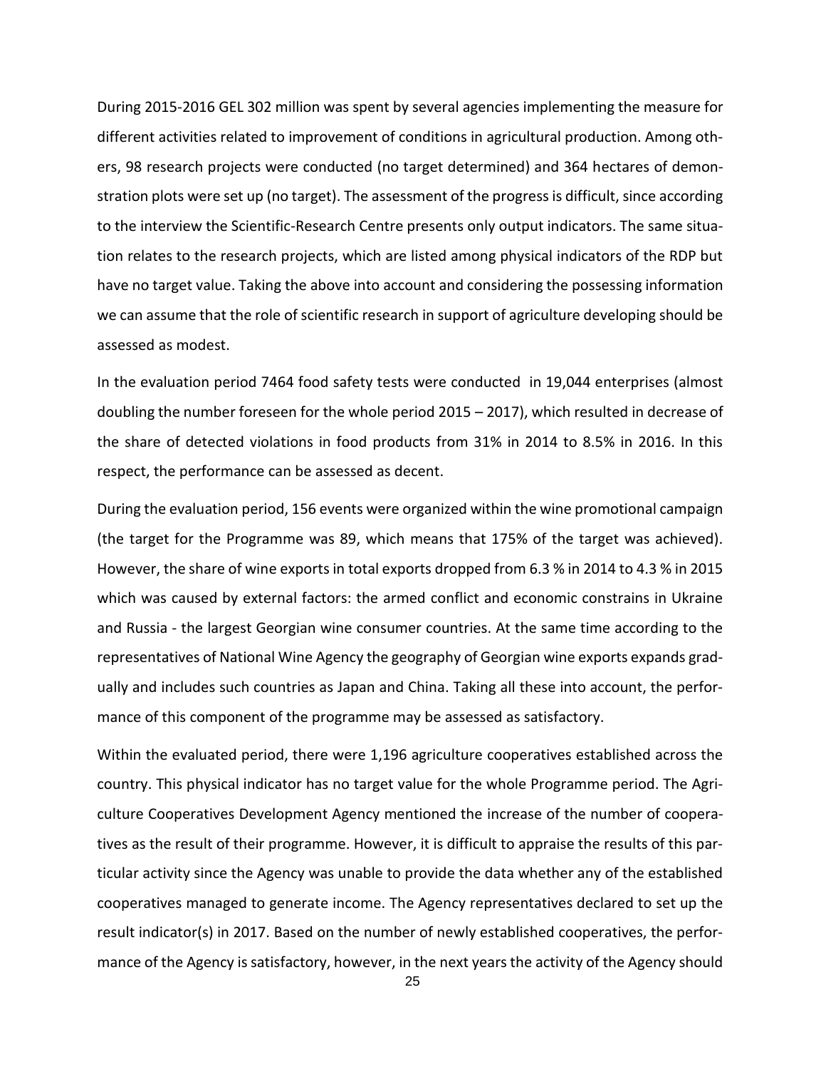During 2015-2016 GEL 302 million was spent by several agencies implementing the measure for different activities related to improvement of conditions in agricultural production. Among others, 98 research projects were conducted (no target determined) and 364 hectares of demonstration plots were set up (no target). The assessment of the progress is difficult, since according to the interview the Scientific-Research Centre presents only output indicators. The same situation relates to the research projects, which are listed among physical indicators of the RDP but have no target value. Taking the above into account and considering the possessing information we can assume that the role of scientific research in support of agriculture developing should be assessed as modest.

In the evaluation period 7464 food safety tests were conducted in 19,044 enterprises (almost doubling the number foreseen for the whole period 2015 – 2017), which resulted in decrease of the share of detected violations in food products from 31% in 2014 to 8.5% in 2016. In this respect, the performance can be assessed as decent.

During the evaluation period, 156 events were organized within the wine promotional campaign (the target for the Programme was 89, which means that 175% of the target was achieved). However, the share of wine exports in total exports dropped from 6.3 % in 2014 to 4.3 % in 2015 which was caused by external factors: the armed conflict and economic constrains in Ukraine and Russia - the largest Georgian wine consumer countries. At the same time according to the representatives of National Wine Agency the geography of Georgian wine exports expands gradually and includes such countries as Japan and China. Taking all these into account, the performance of this component of the programme may be assessed as satisfactory.

Within the evaluated period, there were 1,196 agriculture cooperatives established across the country. This physical indicator has no target value for the whole Programme period. The Agriculture Cooperatives Development Agency mentioned the increase of the number of cooperatives as the result of their programme. However, it is difficult to appraise the results of this particular activity since the Agency was unable to provide the data whether any of the established cooperatives managed to generate income. The Agency representatives declared to set up the result indicator(s) in 2017. Based on the number of newly established cooperatives, the performance of the Agency is satisfactory, however, in the next years the activity of the Agency should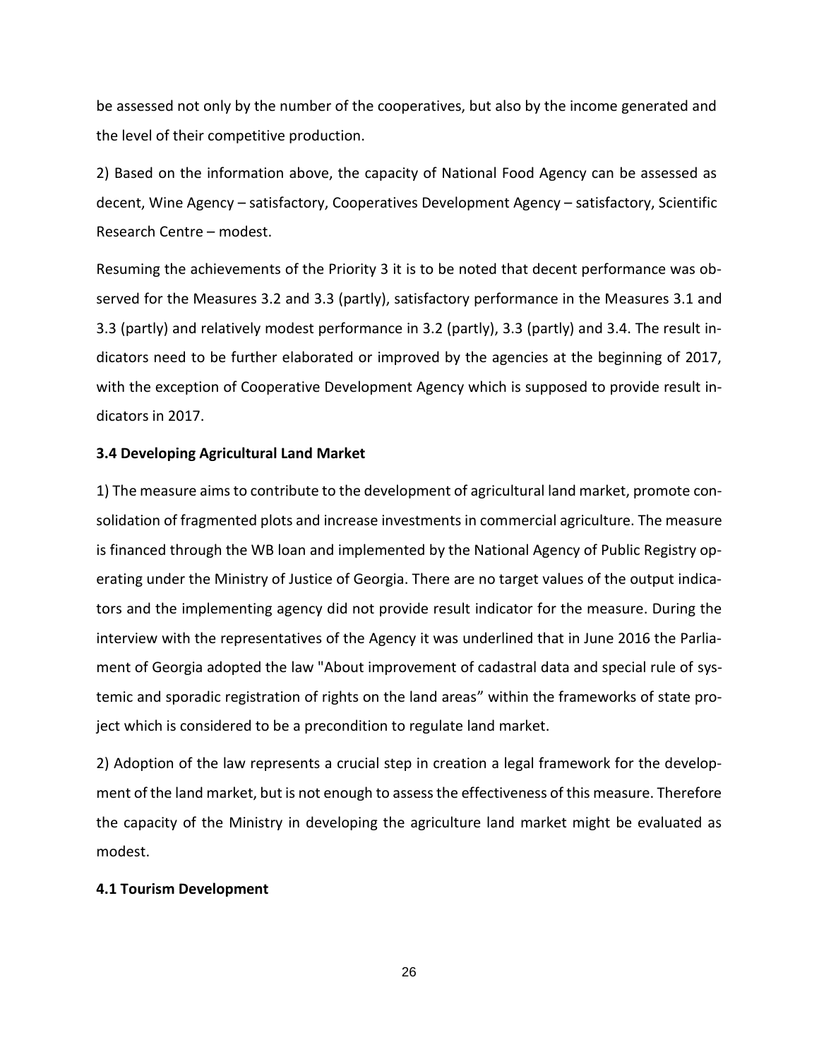be assessed not only by the number of the cooperatives, but also by the income generated and the level of their competitive production.

2) Based on the information above, the capacity of National Food Agency can be assessed as decent, Wine Agency – satisfactory, Cooperatives Development Agency – satisfactory, Scientific Research Centre – modest.

Resuming the achievements of the Priority 3 it is to be noted that decent performance was observed for the Measures 3.2 and 3.3 (partly), satisfactory performance in the Measures 3.1 and 3.3 (partly) and relatively modest performance in 3.2 (partly), 3.3 (partly) and 3.4. The result indicators need to be further elaborated or improved by the agencies at the beginning of 2017, with the exception of Cooperative Development Agency which is supposed to provide result indicators in 2017.

**3.4 Developing Agricultural Land Market**

1) The measure aims to contribute to the development of agricultural land market, promote consolidation of fragmented plots and increase investments in commercial agriculture. The measure is financed through the WB loan and implemented by the National Agency of Public Registry operating under the Ministry of Justice of Georgia. There are no target values of the output indicators and the implementing agency did not provide result indicator for the measure. During the interview with the representatives of the Agency it was underlined that in June 2016 the Parliament of Georgia adopted the law "About improvement of cadastral data and special rule of systemic and sporadic registration of rights on the land areas" within the frameworks of state project which is considered to be a precondition to regulate land market.

2) Adoption of the law represents a crucial step in creation a legal framework for the development of the land market, but is not enough to assess the effectiveness of this measure. Therefore the capacity of the Ministry in developing the agriculture land market might be evaluated as modest.

**4.1 Tourism Development**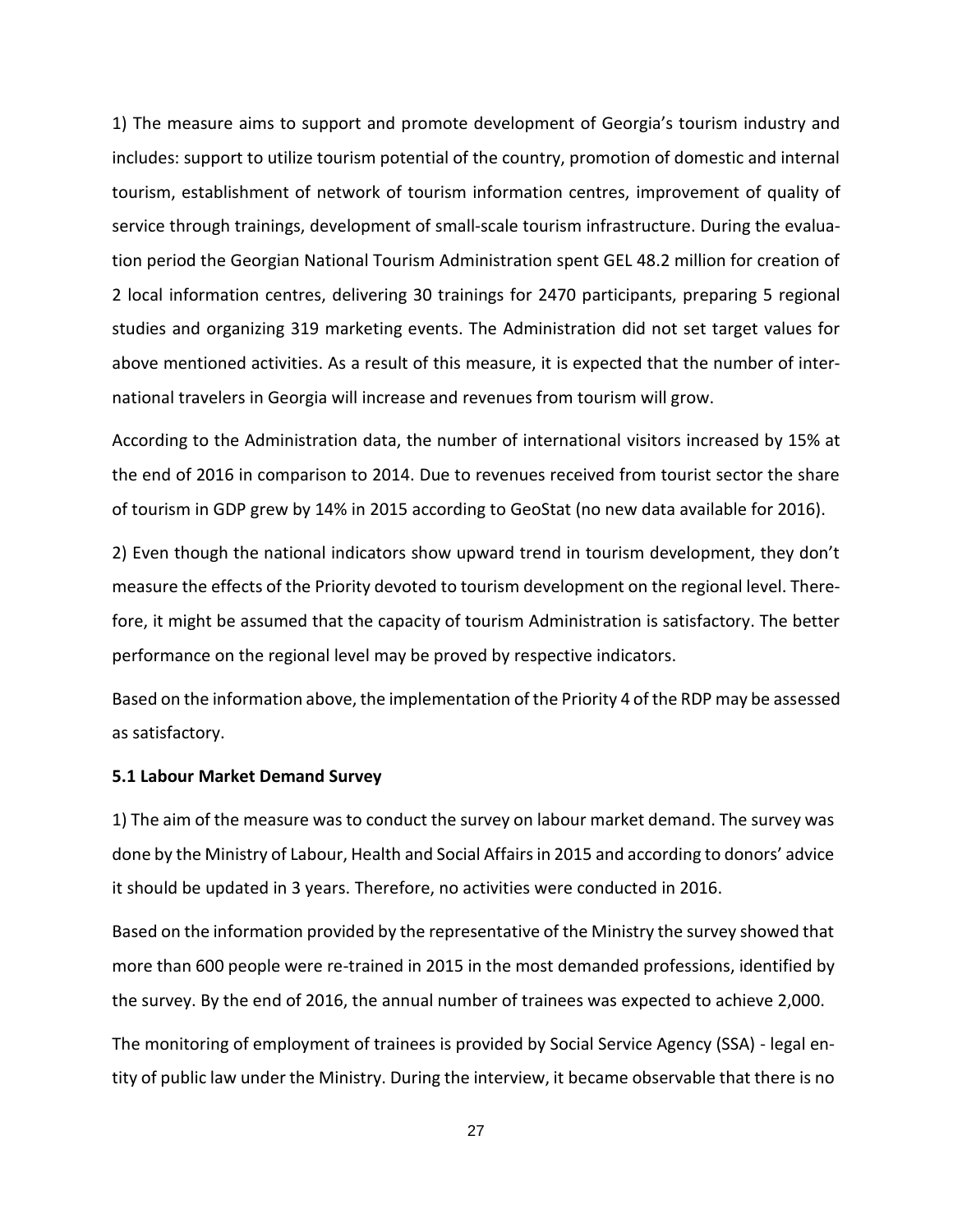1) The measure aims to support and promote development of Georgia's tourism industry and includes: support to utilize tourism potential of the country, promotion of domestic and internal tourism, establishment of network of tourism information centres, improvement of quality of service through trainings, development of small-scale tourism infrastructure. During the evaluation period the Georgian National Tourism Administration spent GEL 48.2 million for creation of 2 local information centres, delivering 30 trainings for 2470 participants, preparing 5 regional studies and organizing 319 marketing events. The Administration did not set target values for above mentioned activities. As a result of this measure, it is expected that the number of international travelers in Georgia will increase and revenues from tourism will grow.

According to the Administration data, the number of international visitors increased by 15% at the end of 2016 in comparison to 2014. Due to revenues received from tourist sector the share of tourism in GDP grew by 14% in 2015 according to GeoStat (no new data available for 2016).

2) Even though the national indicators show upward trend in tourism development, they don't measure the effects of the Priority devoted to tourism development on the regional level. Therefore, it might be assumed that the capacity of tourism Administration is satisfactory. The better performance on the regional level may be proved by respective indicators.

Based on the information above, the implementation of the Priority 4 of the RDP may be assessed as satisfactory.

**5.1 Labour Market Demand Survey**

1) The aim of the measure was to conduct the survey on labour market demand. The survey was done by the Ministry of Labour, Health and Social Affairs in 2015 and according to donors' advice it should be updated in 3 years. Therefore, no activities were conducted in 2016.

Based on the information provided by the representative of the Ministry the survey showed that more than 600 people were re-trained in 2015 in the most demanded professions, identified by the survey. By the end of 2016, the annual number of trainees was expected to achieve 2,000.

The monitoring of employment of trainees is provided by Social Service Agency (SSA) - legal entity of public law under the Ministry. During the interview, it became observable that there is no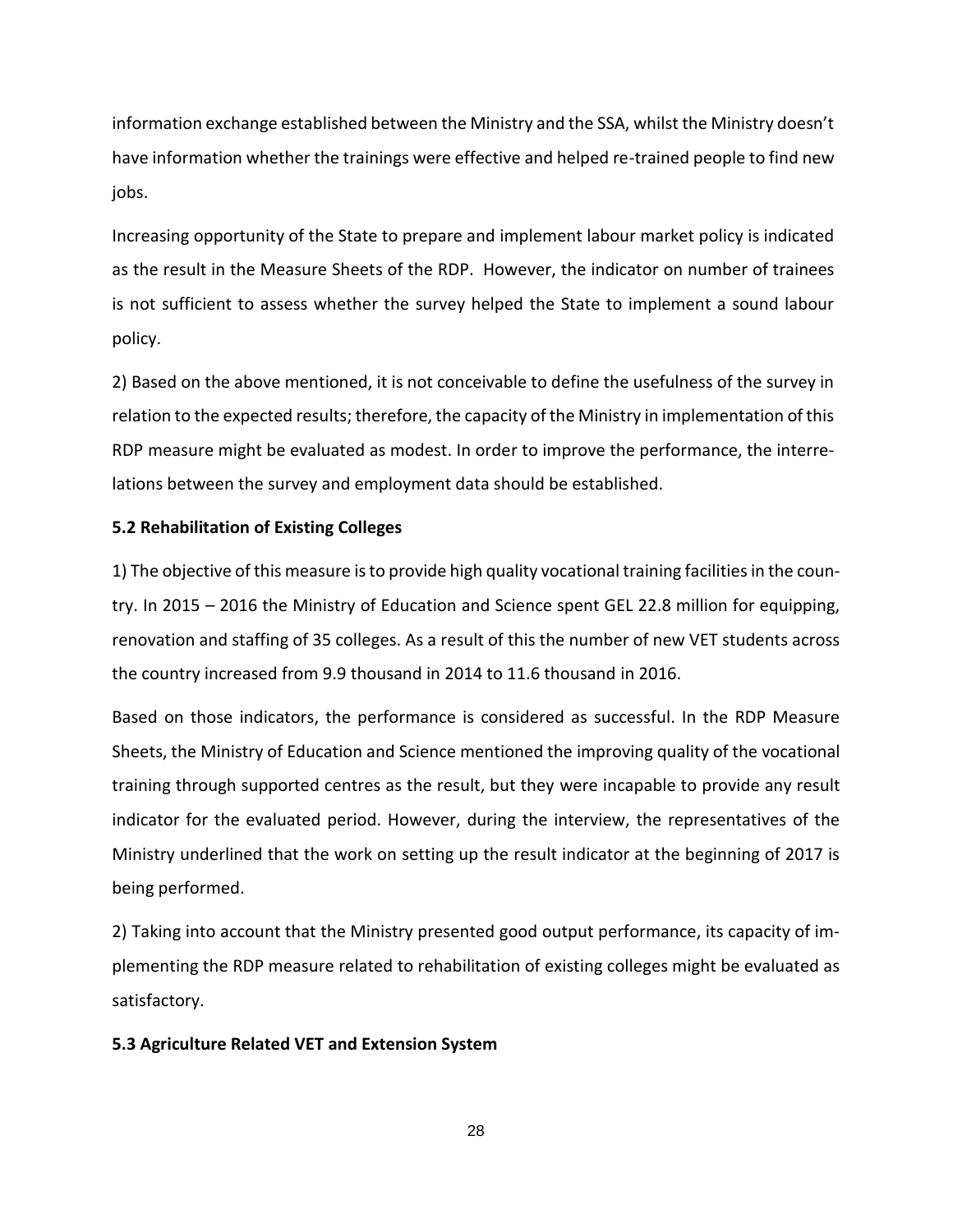information exchange established between the Ministry and the SSA, whilst the Ministry doesn't have information whether the trainings were effective and helped re-trained people to find new jobs.

Increasing opportunity of the State to prepare and implement labour market policy is indicated as the result in the Measure Sheets of the RDP. However, the indicator on number of trainees is not sufficient to assess whether the survey helped the State to implement a sound labour policy.

2) Based on the above mentioned, it is not conceivable to define the usefulness of the survey in relation to the expected results; therefore, the capacity of the Ministry in implementation of this RDP measure might be evaluated as modest. In order to improve the performance, the interrelations between the survey and employment data should be established.

### 5.2 Rehabilitation of Existing Colleges

1) The objective of this measure is to provide high quality vocational training facilities in the country. In 2015 – 2016 the Ministry of Education and Science spent GEL 22.8 million for equipping, renovation and staffing of 35 colleges. As a result of this the number of new VET students across the country increased from 9.9 thousand in 2014 to 11.6 thousand in 2016.

Based on those indicators, the performance is considered as successful. In the RDP Measure Sheets, the Ministry of Education and Science mentioned the improving quality of the vocational training through supported centres as the result, but they were incapable to provide any result indicator for the evaluated period. However, during the interview, the representatives of the Ministry underlined that the work on setting up the result indicator at the beginning of 2017 is being performed.

2) Taking into account that the Ministry presented good output performance, its capacity of implementing the RDP measure related to rehabilitation of existing colleges might be evaluated as satisfactory.

### 5.3 Agriculture Related VET and Extension System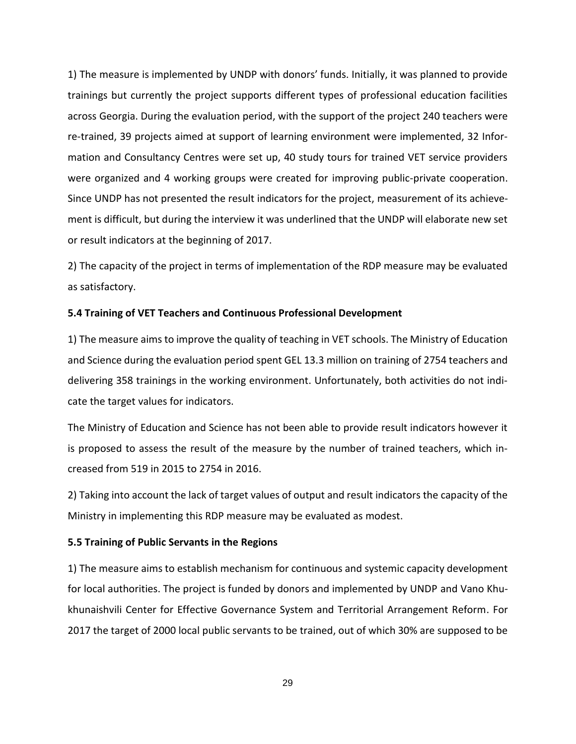1) The measure is implemented by UNDP with donors' funds. Initially, it was planned to provide trainings but currently the project supports different types of professional education facilities across Georgia. During the evaluation period, with the support of the project 240 teachers were re-trained, 39 projects aimed at support of learning environment were implemented, 32 Information and Consultancy Centres were set up, 40 study tours for trained VET service providers were organized and 4 working groups were created for improving public-private cooperation. Since UNDP has not presented the result indicators for the project, measurement of its achievement is difficult, but during the interview it was underlined that the UNDP will elaborate new set or result indicators at the beginning of 2017.

2) The capacity of the project in terms of implementation of the RDP measure may be evaluated as satisfactory.

**5.4 Training of VET Teachers and Continuous Professional Development**

1) The measure aims to improve the quality of teaching in VET schools. The Ministry of Education and Science during the evaluation period spent GEL 13.3 million on training of 2754 teachers and delivering 358 trainings in the working environment. Unfortunately, both activities do not indicate the target values for indicators.

The Ministry of Education and Science has not been able to provide result indicators however it is proposed to assess the result of the measure by the number of trained teachers, which increased from 519 in 2015 to 2754 in 2016.

2) Taking into account the lack of target values of output and result indicators the capacity of the Ministry in implementing this RDP measure may be evaluated as modest.

**5.5 Training of Public Servants in the Regions**

1) The measure aims to establish mechanism for continuous and systemic capacity development for local authorities. The project is funded by donors and implemented by UNDP and Vano Khukhunaishvili Center for Effective Governance System and Territorial Arrangement Reform. For 2017 the target of 2000 local public servants to be trained, out of which 30% are supposed to be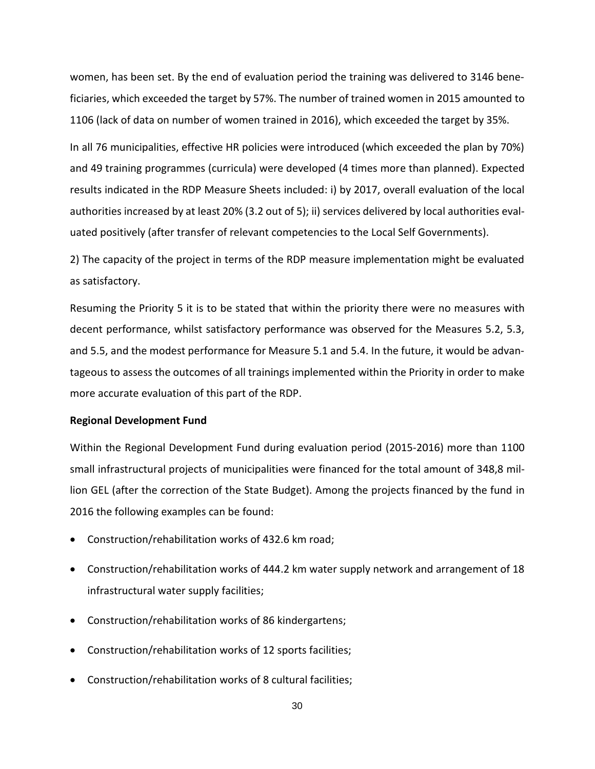women, has been set. By the end of evaluation period the training was delivered to 3146 beneficiaries, which exceeded the target by 57%. The number of trained women in 2015 amounted to 1106 (lack of data on number of women trained in 2016), which exceeded the target by 35%.

In all 76 municipalities, effective HR policies were introduced (which exceeded the plan by 70%) and 49 training programmes (curricula) were developed (4 times more than planned). Expected results indicated in the RDP Measure Sheets included: i) by 2017, overall evaluation of the local authorities increased by at least 20% (3.2 out of 5); ii) services delivered by local authorities evaluated positively (after transfer of relevant competencies to the Local Self Governments).

2) The capacity of the project in terms of the RDP measure implementation might be evaluated as satisfactory.

Resuming the Priority 5 it is to be stated that within the priority there were no measures with decent performance, whilst satisfactory performance was observed for the Measures 5.2, 5.3, and 5.5, and the modest performance for Measure 5.1 and 5.4. In the future, it would be advantageous to assess the outcomes of all trainings implemented within the Priority in order to make more accurate evaluation of this part of the RDP.

**Regional Development Fund**

Within the Regional Development Fund during evaluation period (2015-2016) more than 1100 small infrastructural projects of municipalities were financed for the total amount of 348,8 million GEL (after the correction of the State Budget). Among the projects financed by the fund in 2016 the following examples can be found:

- Construction/rehabilitation works of 432.6 km road;
- Construction/rehabilitation works of 444.2 km water supply network and arrangement of 18 infrastructural water supply facilities;
- Construction/rehabilitation works of 86 kindergartens;
- Construction/rehabilitation works of 12 sports facilities;
- Construction/rehabilitation works of 8 cultural facilities;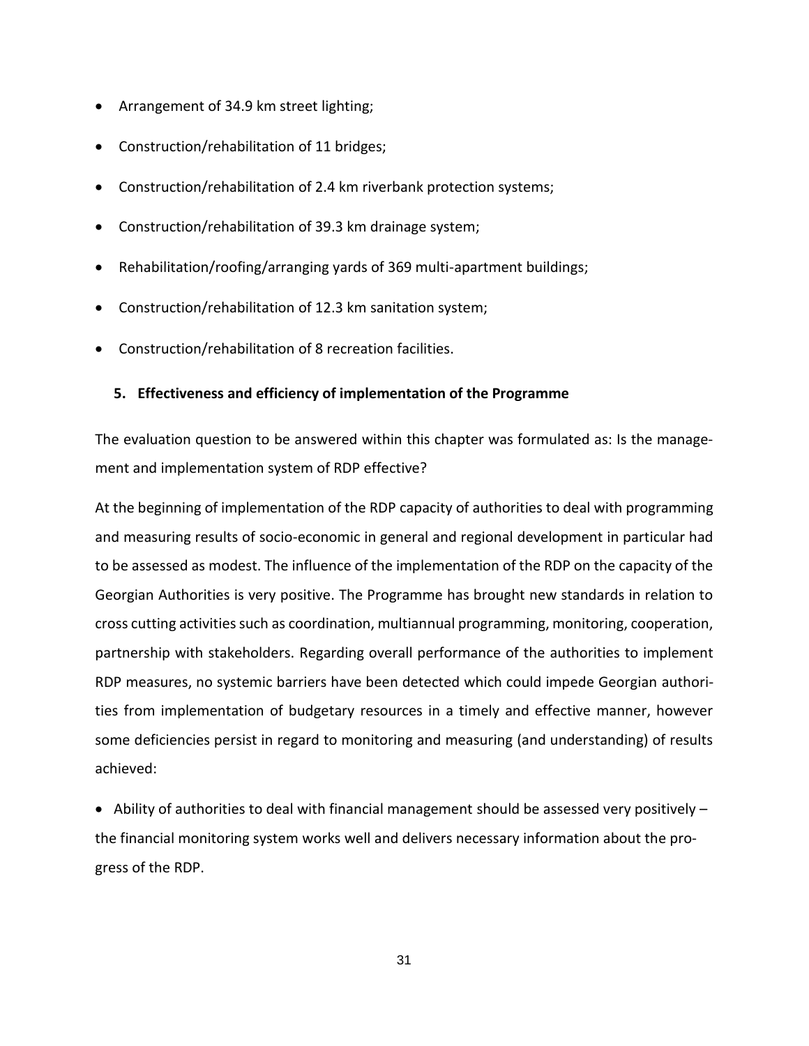- Arrangement of 34.9 km street lighting;
- Construction/rehabilitation of 11 bridges;
- Construction/rehabilitation of 2.4 km riverbank protection systems;
- Construction/rehabilitation of 39.3 km drainage system;
- Rehabilitation/roofing/arranging yards of 369 multi-apartment buildings;
- Construction/rehabilitation of 12.3 km sanitation system;
- Construction/rehabilitation of 8 recreation facilities.

## 5. Effectiveness and efficiency of implementation of the Programme

The evaluation question to be answered within this chapter was formulated as: Is the management and implementation system of RDP effective?

At the beginning of implementation of the RDP capacity of authorities to deal with programming and measuring results of socio-economic in general and regional development in particular had to be assessed as modest. The influence of the implementation of the RDP on the capacity of the Georgian Authorities is very positive. The Programme has brought new standards in relation to cross cutting activities such as coordination, multiannual programming, monitoring, cooperation, partnership with stakeholders. Regarding overall performance of the authorities to implement RDP measures, no systemic barriers have been detected which could impede Georgian authorities from implementation of budgetary resources in a timely and effective manner, however some deficiencies persist in regard to monitoring and measuring (and understanding) of results achieved:

- Ability of authorities to deal with financial management should be assessed very positively – the financial monitoring system works well and delivers necessary information about the progress of the RDP.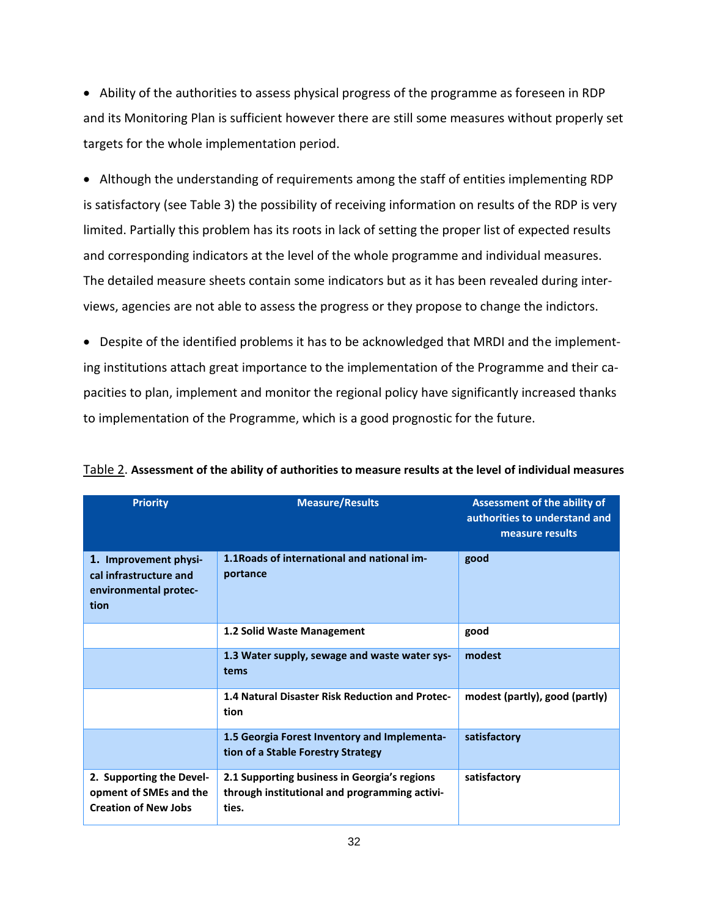- Ability of the authorities to assess physical progress of the programme as foreseen in RDP and its Monitoring Plan is sufficient however there are still some measures without properly set targets for the whole implementation period.

- Although the understanding of requirements among the staff of entities implementing RDP is satisfactory (see Table 3) the possibility of receiving information on results of the RDP is very limited. Partially this problem has its roots in lack of setting the proper list of expected results and corresponding indicators at the level of the whole programme and individual measures. The detailed measure sheets contain some indicators but as it has been revealed during interviews, agencies are not able to assess the progress or they propose to change the indictors.

- Despite of the identified problems it has to be acknowledged that MRDI and the implementing institutions attach great importance to the implementation of the Programme and their capacities to plan, implement and monitor the regional policy have significantly increased thanks to implementation of the Programme, which is a good prognostic for the future.

Table 2. **Assessment of the ability of authorities to measure results at the level of individual measures**

| Priority | Measure/Results | Assessment of the ability of authorities to understand and measure results |
|---|---|---|
| **1. Improvement physical infrastructure and environmental protection** | **1.1Roads of international and national importance** | **good** |
| | **1.2 Solid Waste Management** | **good** |
| | **1.3 Water supply, sewage and waste water systems** | **modest** |
| | **1.4 Natural Disaster Risk Reduction and Protection** | **modest (partly), good (partly)** |
| | **1.5 Georgia Forest Inventory and Implementation of a Stable Forestry Strategy** | **satisfactory** |
| **2. Supporting the Development of SMEs and the Creation of New Jobs** | **2.1 Supporting business in Georgia's regions through institutional and programming activities.** | **satisfactory** |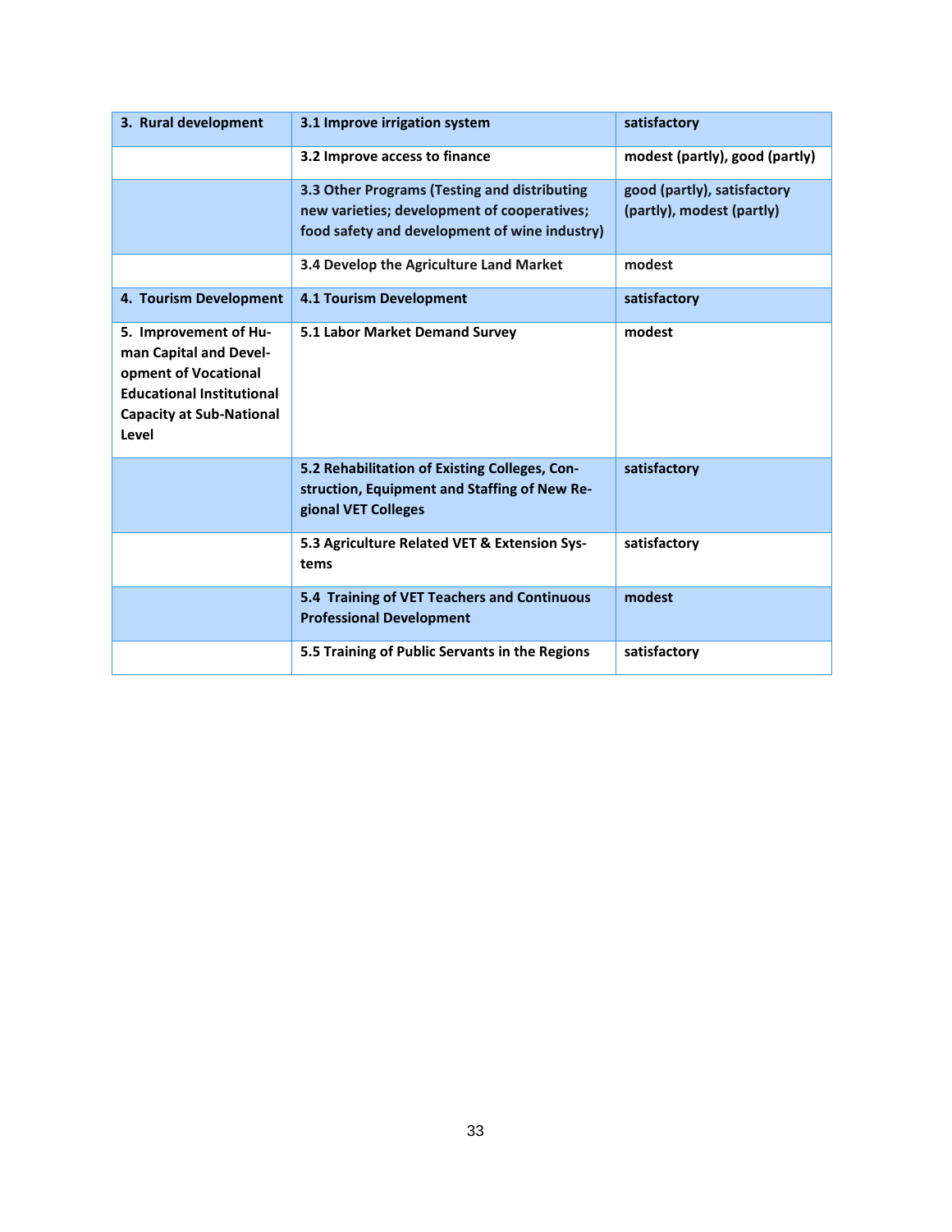| | | |
|---|---|---|
| **3. Rural development** | **3.1 Improve irrigation system** | **satisfactory** |
| | **3.2 Improve access to finance** | **modest (partly), good (partly)** |
| | **3.3 Other Programs (Testing and distributing new varieties; development of cooperatives; food safety and development of wine industry)** | **good (partly), satisfactory (partly), modest (partly)** |
| | **3.4 Develop the Agriculture Land Market** | **modest** |
| **4. Tourism Development** | **4.1 Tourism Development** | **satisfactory** |
| **5. Improvement of Human Capital and Development of Vocational Educational Institutional Capacity at Sub-National Level** | **5.1 Labor Market Demand Survey** | **modest** |
| | **5.2 Rehabilitation of Existing Colleges, Construction, Equipment and Staffing of New Regional VET Colleges** | **satisfactory** |
| | **5.3 Agriculture Related VET & Extension Systems** | **satisfactory** |
| | **5.4 Training of VET Teachers and Continuous Professional Development** | **modest** |
| | **5.5 Training of Public Servants in the Regions** | **satisfactory** |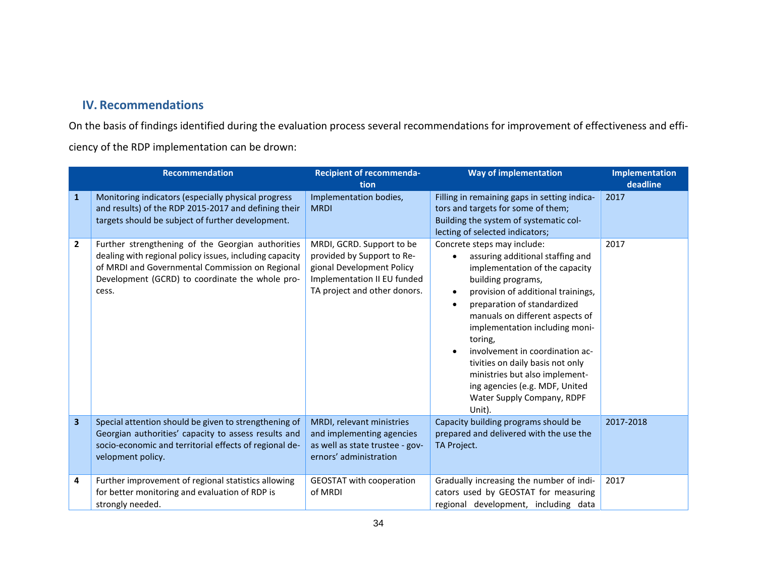## IV. Recommendations

On the basis of findings identified during the evaluation process several recommendations for improvement of effectiveness and efficiency of the RDP implementation can be drown:

| | Recommendation | Recipient of recommendation | Way of implementation | Implementation deadline |
|---|---|---|---|---|
| 1 | Monitoring indicators (especially physical progress and results) of the RDP 2015-2017 and defining their targets should be subject of further development. | Implementation bodies, MRDI | Filling in remaining gaps in setting indicators and targets for some of them; Building the system of systematic collecting of selected indicators; | 2017 |
| 2 | Further strengthening of the Georgian authorities dealing with regional policy issues, including capacity of MRDI and Governmental Commission on Regional Development (GCRD) to coordinate the whole process. | MRDI, GCRD. Support to be provided by Support to Regional Development Policy Implementation II EU funded TA project and other donors. | Concrete steps may include: <br>• assuring additional staffing and implementation of the capacity building programs, <br>• provision of additional trainings, <br>• preparation of standardized manuals on different aspects of implementation including monitoring, <br>• involvement in coordination activities on daily basis not only ministries but also implementing agencies (e.g. MDF, United Water Supply Company, RDPF Unit). | 2017 |
| 3 | Special attention should be given to strengthening of Georgian authorities' capacity to assess results and socio-economic and territorial effects of regional development policy. | MRDI, relevant ministries and implementing agencies as well as state trustee - governors' administration | Capacity building programs should be prepared and delivered with the use the TA Project. | 2017-2018 |
| 4 | Further improvement of regional statistics allowing for better monitoring and evaluation of RDP is strongly needed. | GEOSTAT with cooperation of MRDI | Gradually increasing the number of indicators used by GEOSTAT for measuring regional development, including data | 2017 |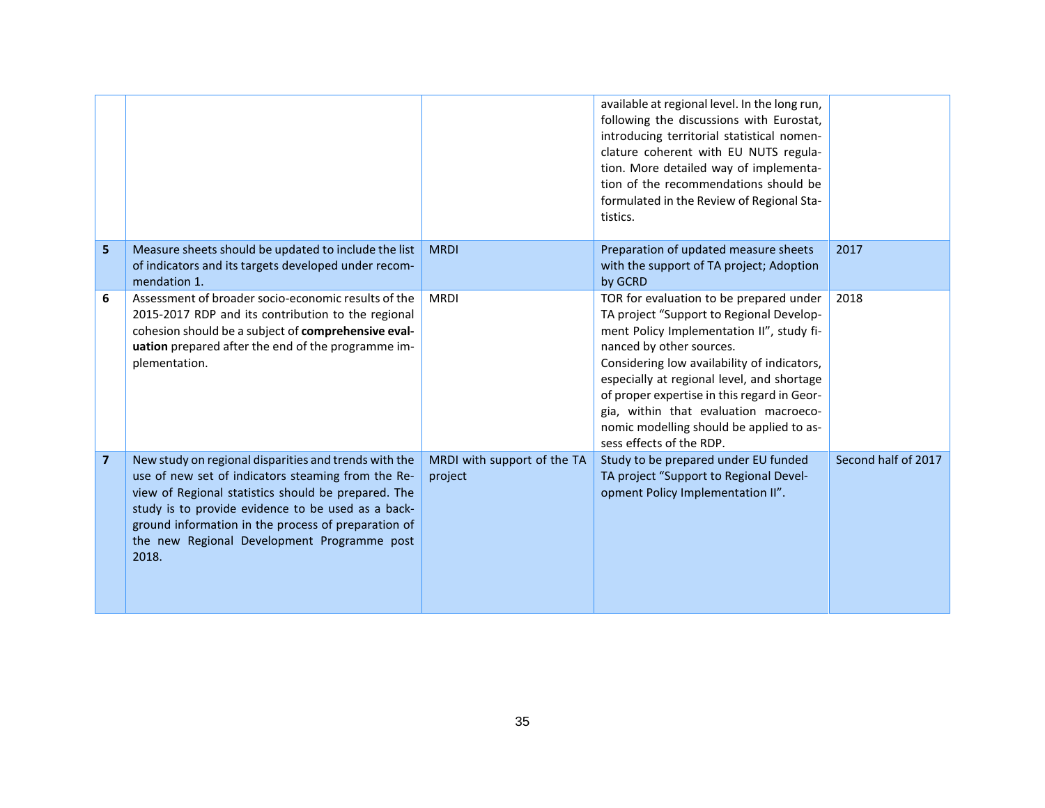| | | | | |
|---|---|---|---|---|
| | | | available at regional level. In the long run, following the discussions with Eurostat, introducing territorial statistical nomenclature coherent with EU NUTS regulation. More detailed way of implementation of the recommendations should be formulated in the Review of Regional Statistics. | |
| **5** | Measure sheets should be updated to include the list of indicators and its targets developed under recommendation 1. | MRDI | Preparation of updated measure sheets with the support of TA project; Adoption by GCRD | 2017 |
| **6** | Assessment of broader socio-economic results of the 2015-2017 RDP and its contribution to the regional cohesion should be a subject of **comprehensive evaluation** prepared after the end of the programme implementation. | MRDI | TOR for evaluation to be prepared under TA project "Support to Regional Development Policy Implementation II", study financed by other sources.<br>Considering low availability of indicators, especially at regional level, and shortage of proper expertise in this regard in Georgia, within that evaluation macroeconomic modelling should be applied to assess effects of the RDP. | 2018 |
| **7** | New study on regional disparities and trends with the use of new set of indicators steaming from the Review of Regional statistics should be prepared. The study is to provide evidence to be used as a background information in the process of preparation of the new Regional Development Programme post 2018. | MRDI with support of the TA project | Study to be prepared under EU funded TA project "Support to Regional Development Policy Implementation II". | Second half of 2017 |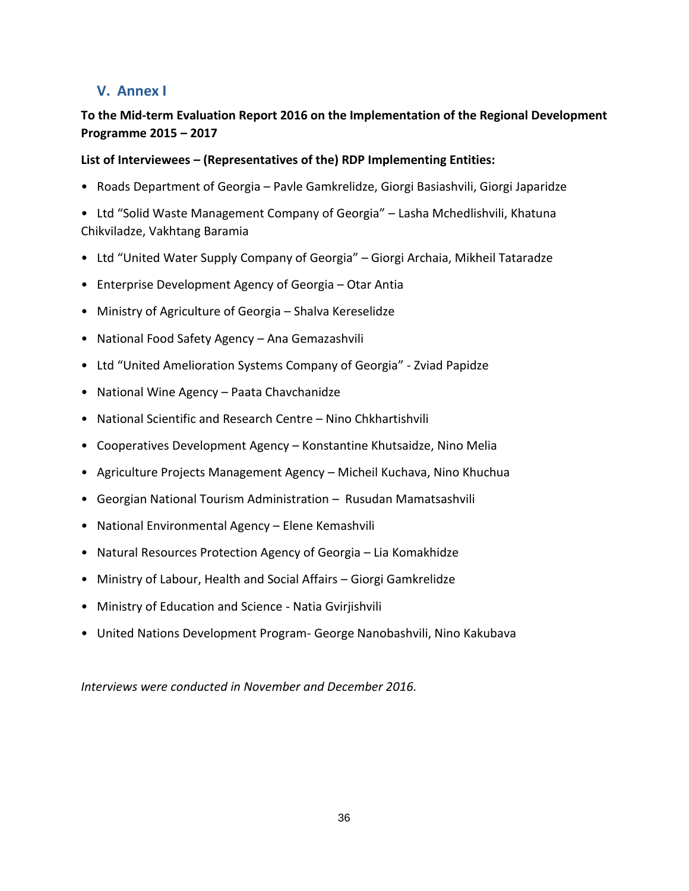## V. Annex I

**To the Mid-term Evaluation Report 2016 on the Implementation of the Regional Development Programme 2015 – 2017**

**List of Interviewees – (Representatives of the) RDP Implementing Entities:**

- Roads Department of Georgia – Pavle Gamkrelidze, Giorgi Basiashvili, Giorgi Japaridze
- Ltd "Solid Waste Management Company of Georgia" – Lasha Mchedlishvili, Khatuna Chikviladze, Vakhtang Baramia
- Ltd "United Water Supply Company of Georgia" – Giorgi Archaia, Mikheil Tataradze
- Enterprise Development Agency of Georgia – Otar Antia
- Ministry of Agriculture of Georgia – Shalva Kereselidze
- National Food Safety Agency – Ana Gemazashvili
- Ltd "United Amelioration Systems Company of Georgia" - Zviad Papidze
- National Wine Agency – Paata Chavchanidze
- National Scientific and Research Centre – Nino Chkhartishvili
- Cooperatives Development Agency – Konstantine Khutsaidze, Nino Melia
- Agriculture Projects Management Agency – Micheil Kuchava, Nino Khuchua
- Georgian National Tourism Administration – Rusudan Mamatsashvili
- National Environmental Agency – Elene Kemashvili
- Natural Resources Protection Agency of Georgia – Lia Komakhidze
- Ministry of Labour, Health and Social Affairs – Giorgi Gamkrelidze
- Ministry of Education and Science - Natia Gvirjishvili
- United Nations Development Program- George Nanobashvili, Nino Kakubava

*Interviews were conducted in November and December 2016.*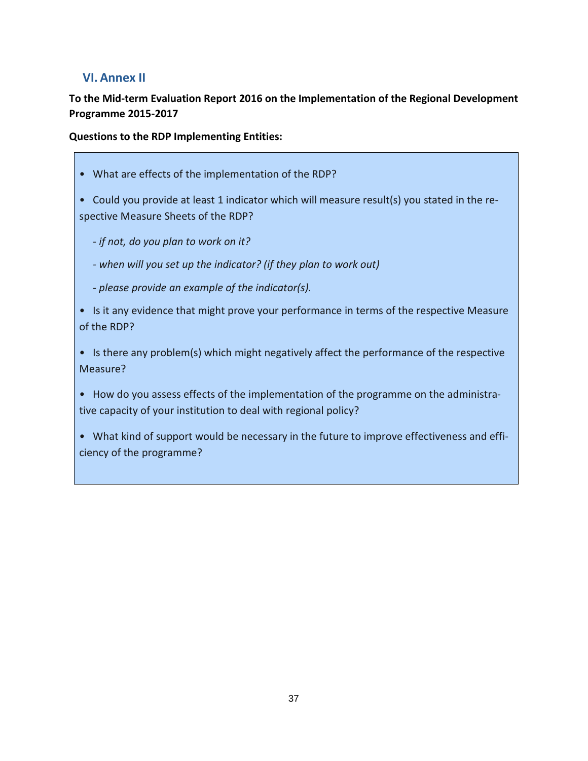## VI. Annex II

**To the Mid-term Evaluation Report 2016 on the Implementation of the Regional Development Programme 2015-2017**

**Questions to the RDP Implementing Entities:**

- What are effects of the implementation of the RDP?
- Could you provide at least 1 indicator which will measure result(s) you stated in the respective Measure Sheets of the RDP?

  *- if not, do you plan to work on it?*

  *- when will you set up the indicator? (if they plan to work out)*

  *- please provide an example of the indicator(s).*

- Is it any evidence that might prove your performance in terms of the respective Measure of the RDP?
- Is there any problem(s) which might negatively affect the performance of the respective Measure?
- How do you assess effects of the implementation of the programme on the administrative capacity of your institution to deal with regional policy?
- What kind of support would be necessary in the future to improve effectiveness and efficiency of the programme?